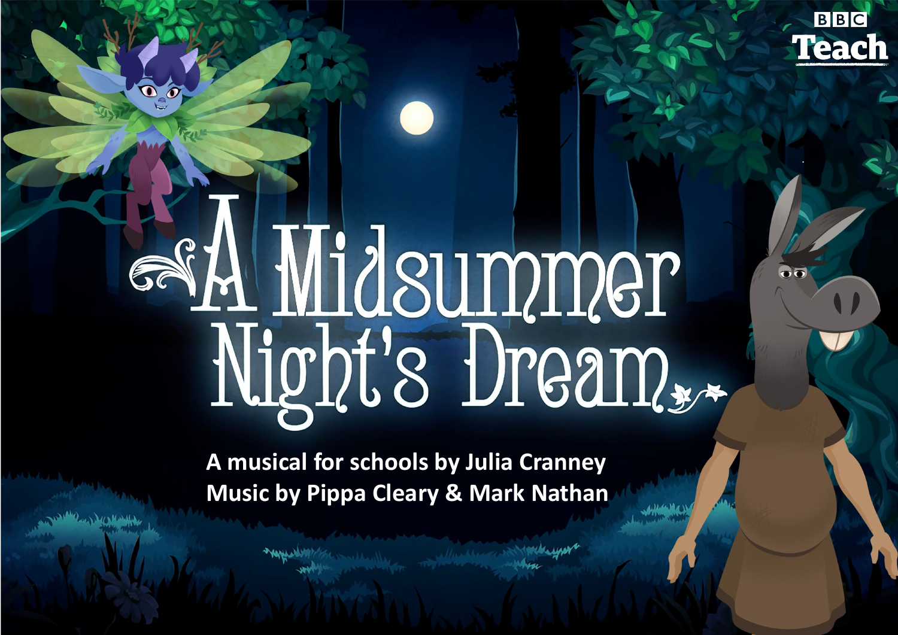BBC Teach

# A Midsummer Night's Dream

**A musical for schools by Julia Cranney**
**Music by Pippa Cleary & Mark Nathan**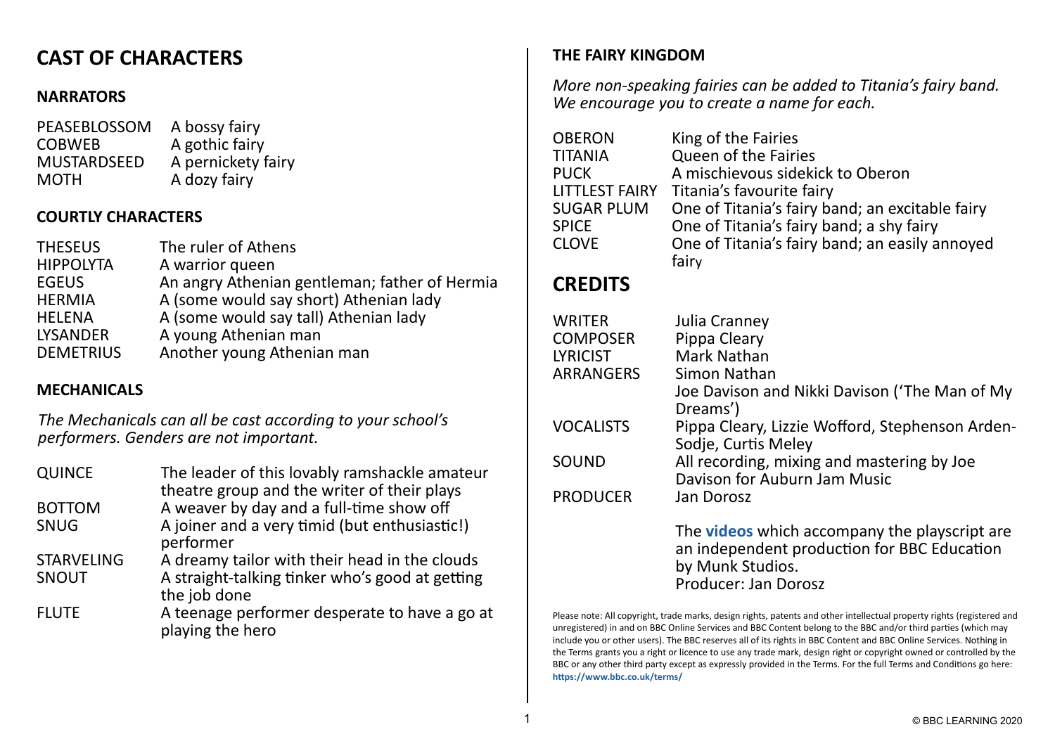# CAST OF CHARACTERS

## NARRATORS

| | |
|---|---|
| PEASEBLOSSOM | A bossy fairy |
| COBWEB | A gothic fairy |
| MUSTARDSEED | A pernickety fairy |
| MOTH | A dozy fairy |

## COURTLY CHARACTERS

| | |
|---|---|
| THESEUS | The ruler of Athens |
| HIPPOLYTA | A warrior queen |
| EGEUS | An angry Athenian gentleman; father of Hermia |
| HERMIA | A (some would say short) Athenian lady |
| HELENA | A (some would say tall) Athenian lady |
| LYSANDER | A young Athenian man |
| DEMETRIUS | Another young Athenian man |

## MECHANICALS

*The Mechanicals can all be cast according to your school's performers. Genders are not important.*

| | |
|---|---|
| QUINCE | The leader of this lovably ramshackle amateur theatre group and the writer of their plays |
| BOTTOM | A weaver by day and a full-time show off |
| SNUG | A joiner and a very timid (but enthusiastic!) performer |
| STARVELING | A dreamy tailor with their head in the clouds |
| SNOUT | A straight-talking tinker who's good at getting the job done |
| FLUTE | A teenage performer desperate to have a go at playing the hero |

## THE FAIRY KINGDOM

*More non-speaking fairies can be added to Titania's fairy band. We encourage you to create a name for each.*

| | |
|---|---|
| OBERON | King of the Fairies |
| TITANIA | Queen of the Fairies |
| PUCK | A mischievous sidekick to Oberon |
| LITTLEST FAIRY | Titania's favourite fairy |
| SUGAR PLUM | One of Titania's fairy band; an excitable fairy |
| SPICE | One of Titania's fairy band; a shy fairy |
| CLOVE | One of Titania's fairy band; an easily annoyed fairy |

# CREDITS

| | |
|---|---|
| WRITER | Julia Cranney |
| COMPOSER | Pippa Cleary |
| LYRICIST | Mark Nathan |
| ARRANGERS | Simon Nathan<br>Joe Davison and Nikki Davison ('The Man of My Dreams') |
| VOCALISTS | Pippa Cleary, Lizzie Wofford, Stephenson Arden-Sodje, Curtis Meley |
| SOUND | All recording, mixing and mastering by Joe Davison for Auburn Jam Music |
| PRODUCER | Jan Dorosz |

The **videos** which accompany the playscript are an independent production for BBC Education by Munk Studios.
Producer: Jan Dorosz

Please note: All copyright, trade marks, design rights, patents and other intellectual property rights (registered and unregistered) in and on BBC Online Services and BBC Content belong to the BBC and/or third parties (which may include you or other users). The BBC reserves all of its rights in BBC Content and BBC Online Services. Nothing in the Terms grants you a right or licence to use any trade mark, design right or copyright owned or controlled by the BBC or any other third party except as expressly provided in the Terms. For the full Terms and Conditions go here: **https://www.bbc.co.uk/terms/**

© BBC LEARNING 2020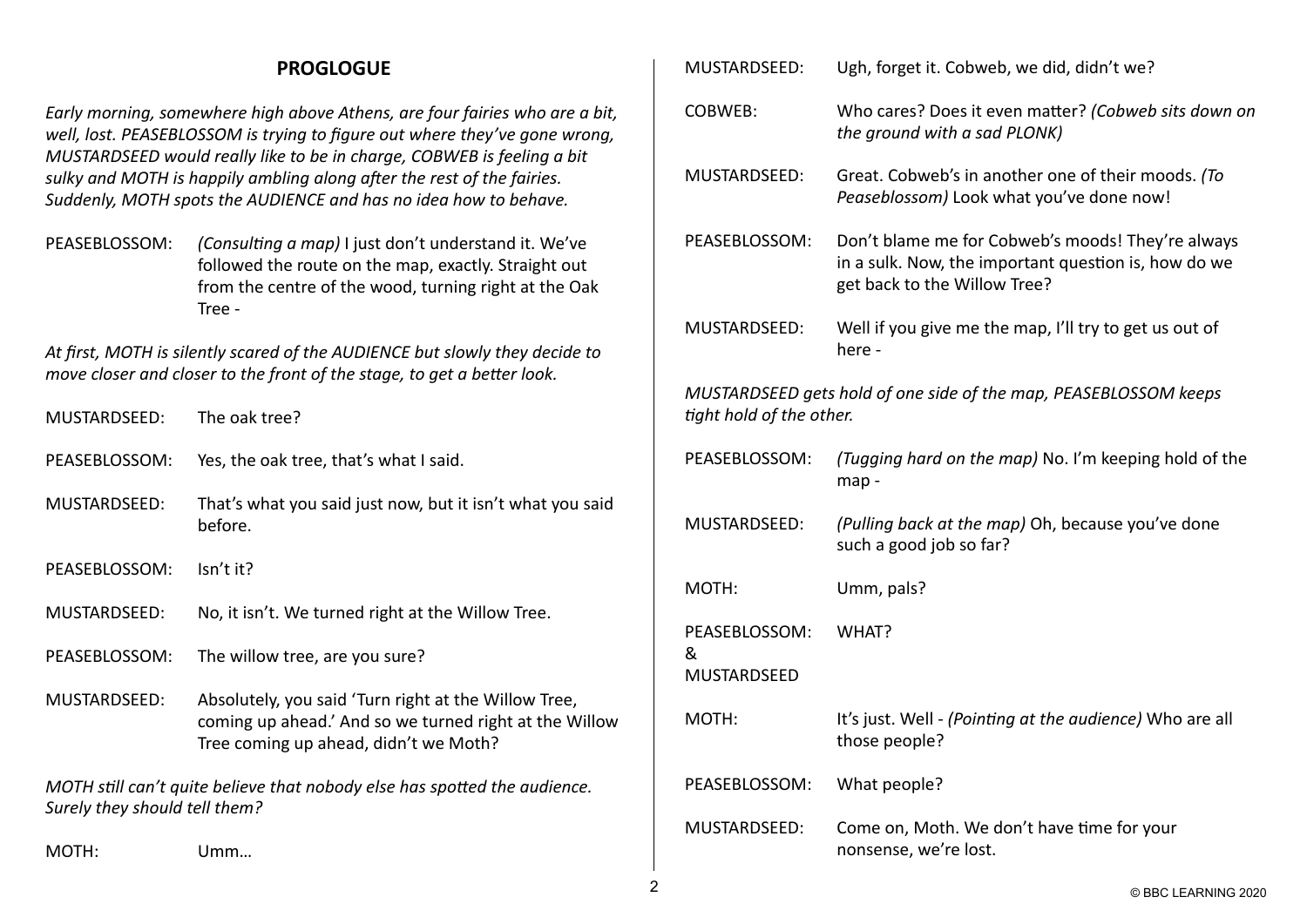## PROGLOGUE

*Early morning, somewhere high above Athens, are four fairies who are a bit, well, lost. PEASEBLOSSOM is trying to figure out where they've gone wrong, MUSTARDSEED would really like to be in charge, COBWEB is feeling a bit sulky and MOTH is happily ambling along after the rest of the fairies. Suddenly, MOTH spots the AUDIENCE and has no idea how to behave.*

PEASEBLOSSOM: *(Consulting a map)* I just don't understand it. We've followed the route on the map, exactly. Straight out from the centre of the wood, turning right at the Oak Tree -

*At first, MOTH is silently scared of the AUDIENCE but slowly they decide to move closer and closer to the front of the stage, to get a better look.*

MUSTARDSEED: The oak tree?

PEASEBLOSSOM: Yes, the oak tree, that's what I said.

MUSTARDSEED: That's what you said just now, but it isn't what you said before.

PEASEBLOSSOM: Isn't it?

MUSTARDSEED: No, it isn't. We turned right at the Willow Tree.

PEASEBLOSSOM: The willow tree, are you sure?

MUSTARDSEED: Absolutely, you said 'Turn right at the Willow Tree, coming up ahead.' And so we turned right at the Willow Tree coming up ahead, didn't we Moth?

*MOTH still can't quite believe that nobody else has spotted the audience. Surely they should tell them?*

MOTH: Umm…

MUSTARDSEED: Ugh, forget it. Cobweb, we did, didn't we?

COBWEB: Who cares? Does it even matter? *(Cobweb sits down on the ground with a sad PLONK)*

MUSTARDSEED: Great. Cobweb's in another one of their moods. *(To Peaseblossom)* Look what you've done now!

PEASEBLOSSOM: Don't blame me for Cobweb's moods! They're always in a sulk. Now, the important question is, how do we get back to the Willow Tree?

MUSTARDSEED: Well if you give me the map, I'll try to get us out of here -

*MUSTARDSEED gets hold of one side of the map, PEASEBLOSSOM keeps tight hold of the other.*

PEASEBLOSSOM: *(Tugging hard on the map)* No. I'm keeping hold of the map -

MUSTARDSEED: *(Pulling back at the map)* Oh, because you've done such a good job so far?

MOTH: Umm, pals?

PEASEBLOSSOM & MUSTARDSEED: WHAT?

MOTH: It's just. Well - *(Pointing at the audience)* Who are all those people?

PEASEBLOSSOM: What people?

MUSTARDSEED: Come on, Moth. We don't have time for your nonsense, we're lost.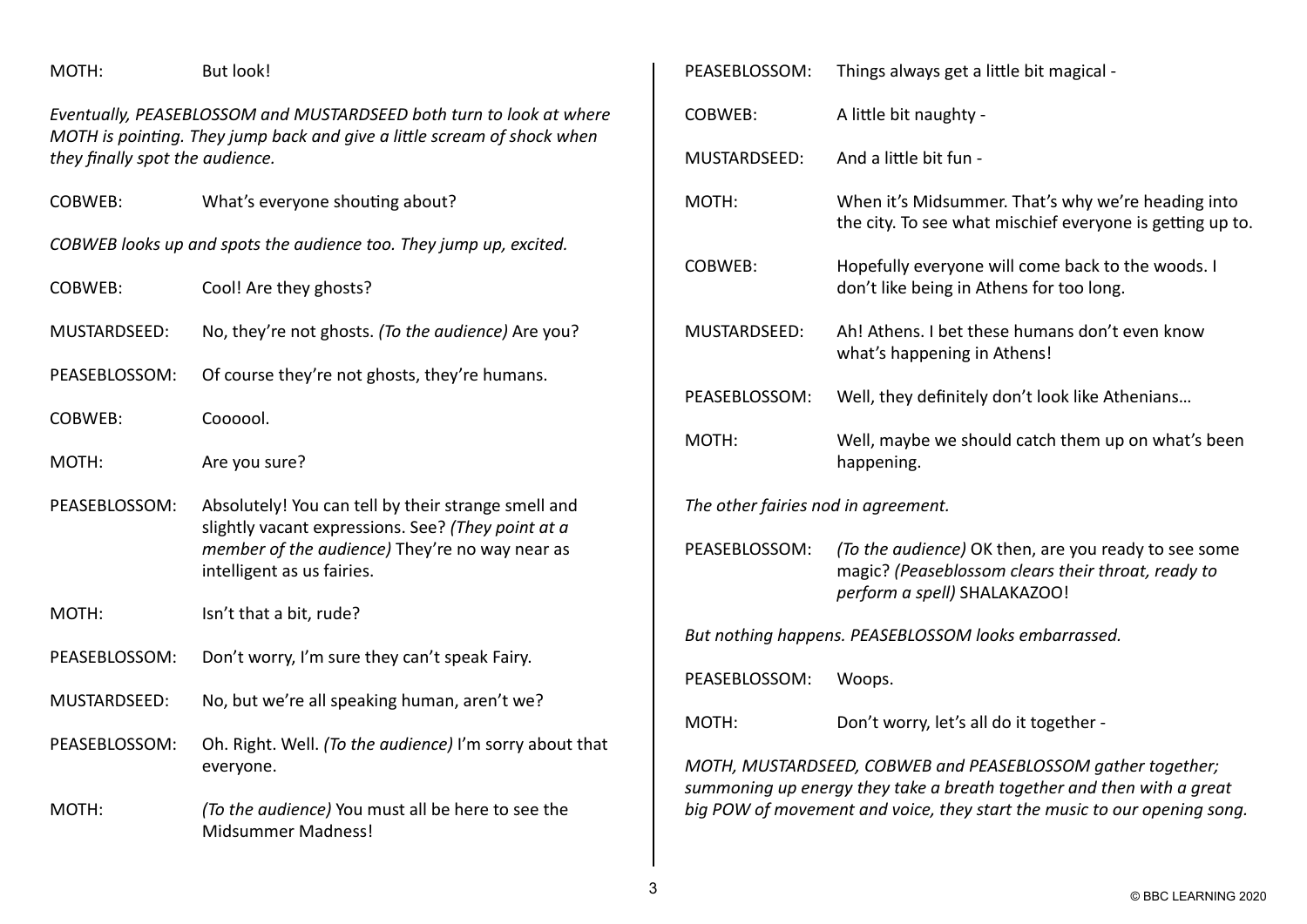MOTH: But look!

*Eventually, PEASEBLOSSOM and MUSTARDSEED both turn to look at where MOTH is pointing. They jump back and give a little scream of shock when they finally spot the audience.*

COBWEB: What's everyone shouting about?

*COBWEB looks up and spots the audience too. They jump up, excited.*

COBWEB: Cool! Are they ghosts?

MUSTARDSEED: No, they're not ghosts. *(To the audience)* Are you?

PEASEBLOSSOM: Of course they're not ghosts, they're humans.

COBWEB: Coooool.

MOTH: Are you sure?

PEASEBLOSSOM: Absolutely! You can tell by their strange smell and slightly vacant expressions. See? *(They point at a member of the audience)* They're no way near as intelligent as us fairies.

MOTH: Isn't that a bit, rude?

PEASEBLOSSOM: Don't worry, I'm sure they can't speak Fairy.

MUSTARDSEED: No, but we're all speaking human, aren't we?

PEASEBLOSSOM: Oh. Right. Well. *(To the audience)* I'm sorry about that everyone.

MOTH: *(To the audience)* You must all be here to see the Midsummer Madness!

PEASEBLOSSOM: Things always get a little bit magical -

COBWEB: A little bit naughty -

MUSTARDSEED: And a little bit fun -

MOTH: When it's Midsummer. That's why we're heading into the city. To see what mischief everyone is getting up to.

COBWEB: Hopefully everyone will come back to the woods. I don't like being in Athens for too long.

MUSTARDSEED: Ah! Athens. I bet these humans don't even know what's happening in Athens!

PEASEBLOSSOM: Well, they definitely don't look like Athenians…

MOTH: Well, maybe we should catch them up on what's been happening.

*The other fairies nod in agreement.*

PEASEBLOSSOM: *(To the audience)* OK then, are you ready to see some magic? *(Peaseblossom clears their throat, ready to perform a spell)* SHALAKAZOO!

*But nothing happens. PEASEBLOSSOM looks embarrassed.*

PEASEBLOSSOM: Woops.

MOTH: Don't worry, let's all do it together -

*MOTH, MUSTARDSEED, COBWEB and PEASEBLOSSOM gather together; summoning up energy they take a breath together and then with a great big POW of movement and voice, they start the music to our opening song.*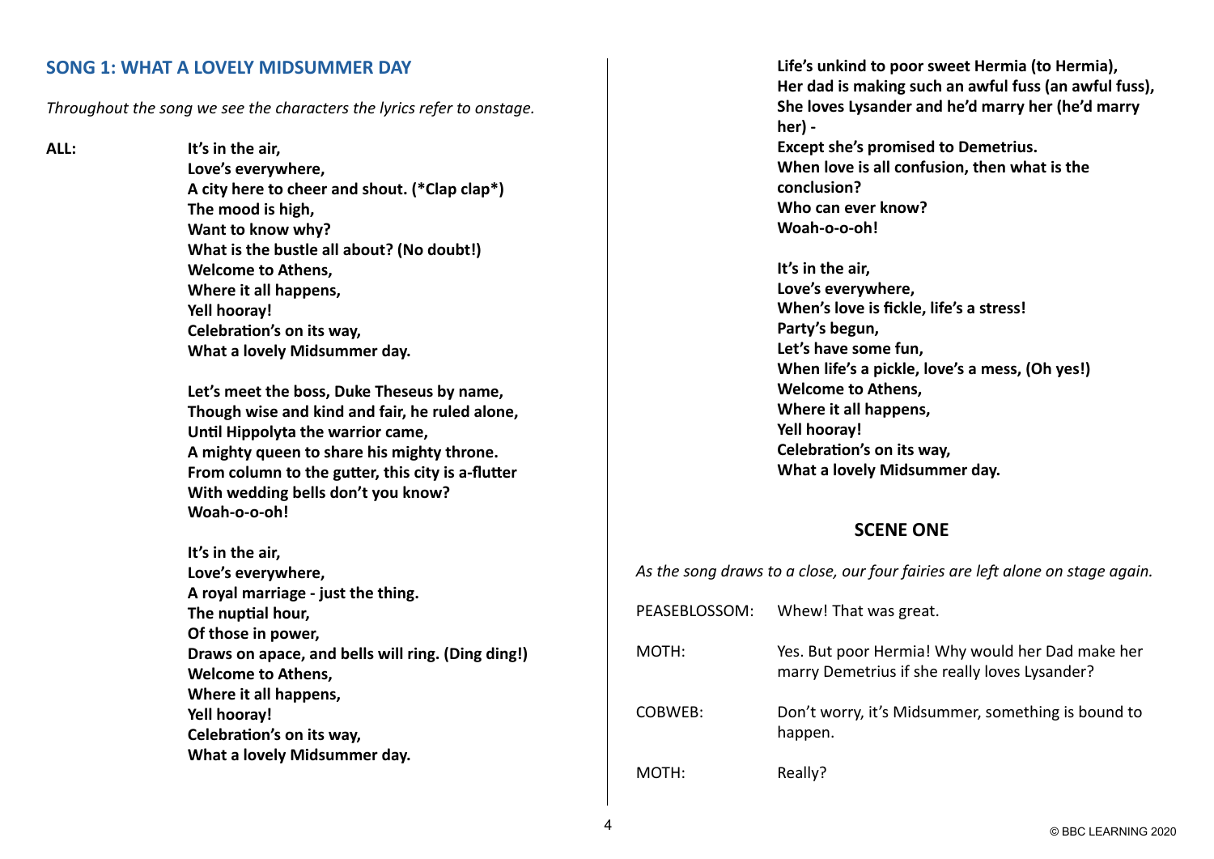## SONG 1: WHAT A LOVELY MIDSUMMER DAY

*Throughout the song we see the characters the lyrics refer to onstage.*

ALL: **It's in the air,**
**Love's everywhere,**
**A city here to cheer and shout. (*Clap clap*)**
**The mood is high,**
**Want to know why?**
**What is the bustle all about? (No doubt!)**
**Welcome to Athens,**
**Where it all happens,**
**Yell hooray!**
**Celebration's on its way,**
**What a lovely Midsummer day.**

**Let's meet the boss, Duke Theseus by name,**
**Though wise and kind and fair, he ruled alone,**
**Until Hippolyta the warrior came,**
**A mighty queen to share his mighty throne.**
**From column to the gutter, this city is a-flutter**
**With wedding bells don't you know?**
**Woah-o-o-oh!**

**It's in the air,**
**Love's everywhere,**
**A royal marriage - just the thing.**
**The nuptial hour,**
**Of those in power,**
**Draws on apace, and bells will ring. (Ding ding!)**
**Welcome to Athens,**
**Where it all happens,**
**Yell hooray!**
**Celebration's on its way,**
**What a lovely Midsummer day.**

**Life's unkind to poor sweet Hermia (to Hermia),**
**Her dad is making such an awful fuss (an awful fuss),**
**She loves Lysander and he'd marry her (he'd marry her) -**
**Except she's promised to Demetrius.**
**When love is all confusion, then what is the conclusion?**
**Who can ever know?**
**Woah-o-o-oh!**

**It's in the air,**
**Love's everywhere,**
**When's love is fickle, life's a stress!**
**Party's begun,**
**Let's have some fun,**
**When life's a pickle, love's a mess, (Oh yes!)**
**Welcome to Athens,**
**Where it all happens,**
**Yell hooray!**
**Celebration's on its way,**
**What a lovely Midsummer day.**

## SCENE ONE

*As the song draws to a close, our four fairies are left alone on stage again.*

PEASEBLOSSOM: Whew! That was great.

MOTH: Yes. But poor Hermia! Why would her Dad make her marry Demetrius if she really loves Lysander?

COBWEB: Don't worry, it's Midsummer, something is bound to happen.

MOTH: Really?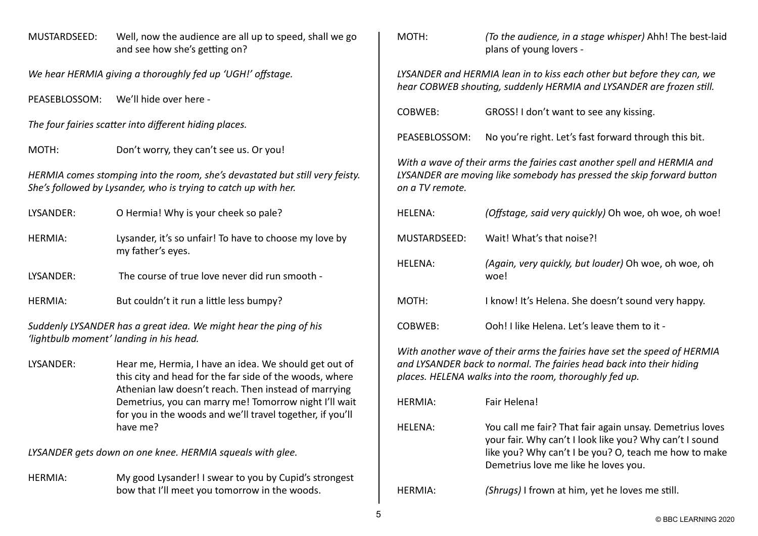MUSTARDSEED: Well, now the audience are all up to speed, shall we go and see how she's getting on?

*We hear HERMIA giving a thoroughly fed up 'UGH!' offstage.*

PEASEBLOSSOM: We'll hide over here -

*The four fairies scatter into different hiding places.*

MOTH: Don't worry, they can't see us. Or you!

*HERMIA comes stomping into the room, she's devastated but still very feisty. She's followed by Lysander, who is trying to catch up with her.*

LYSANDER: O Hermia! Why is your cheek so pale?

HERMIA: Lysander, it's so unfair! To have to choose my love by my father's eyes.

LYSANDER: The course of true love never did run smooth -

HERMIA: But couldn't it run a little less bumpy?

*Suddenly LYSANDER has a great idea. We might hear the ping of his 'lightbulb moment' landing in his head.*

LYSANDER: Hear me, Hermia, I have an idea. We should get out of this city and head for the far side of the woods, where Athenian law doesn't reach. Then instead of marrying Demetrius, you can marry me! Tomorrow night I'll wait for you in the woods and we'll travel together, if you'll have me?

*LYSANDER gets down on one knee. HERMIA squeals with glee.*

HERMIA: My good Lysander! I swear to you by Cupid's strongest bow that I'll meet you tomorrow in the woods.

MOTH: *(To the audience, in a stage whisper)* Ahh! The best-laid plans of young lovers -

*LYSANDER and HERMIA lean in to kiss each other but before they can, we hear COBWEB shouting, suddenly HERMIA and LYSANDER are frozen still.*

COBWEB: GROSS! I don't want to see any kissing.

PEASEBLOSSOM: No you're right. Let's fast forward through this bit.

*With a wave of their arms the fairies cast another spell and HERMIA and LYSANDER are moving like somebody has pressed the skip forward button on a TV remote.*

HELENA: *(Offstage, said very quickly)* Oh woe, oh woe, oh woe!

MUSTARDSEED: Wait! What's that noise?!

HELENA: *(Again, very quickly, but louder)* Oh woe, oh woe, oh woe!

MOTH: I know! It's Helena. She doesn't sound very happy.

COBWEB: Ooh! I like Helena. Let's leave them to it -

*With another wave of their arms the fairies have set the speed of HERMIA and LYSANDER back to normal. The fairies head back into their hiding places. HELENA walks into the room, thoroughly fed up.*

HERMIA: Fair Helena!

HELENA: You call me fair? That fair again unsay. Demetrius loves your fair. Why can't I look like you? Why can't I sound like you? Why can't I be you? O, teach me how to make Demetrius love me like he loves you.

HERMIA: *(Shrugs)* I frown at him, yet he loves me still.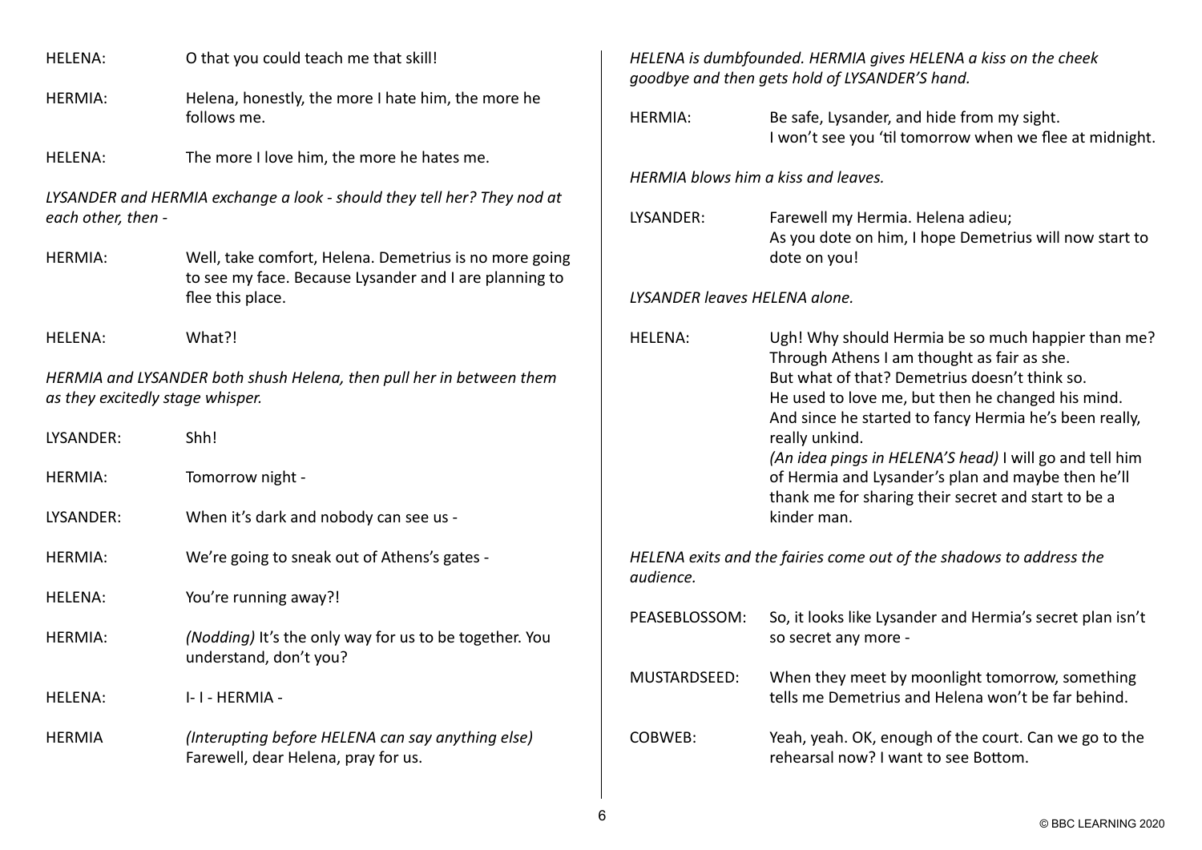HELENA: O that you could teach me that skill!

HERMIA: Helena, honestly, the more I hate him, the more he follows me.

HELENA: The more I love him, the more he hates me.

*LYSANDER and HERMIA exchange a look - should they tell her? They nod at each other, then -*

HERMIA: Well, take comfort, Helena. Demetrius is no more going to see my face. Because Lysander and I are planning to flee this place.

HELENA: What?!

*HERMIA and LYSANDER both shush Helena, then pull her in between them as they excitedly stage whisper.*

LYSANDER: Shh!

HERMIA: Tomorrow night -

LYSANDER: When it's dark and nobody can see us -

HERMIA: We're going to sneak out of Athens's gates -

HELENA: You're running away?!

HERMIA: *(Nodding)* It's the only way for us to be together. You understand, don't you?

HELENA: I- I - HERMIA -

HERMIA *(Interupting before HELENA can say anything else)* Farewell, dear Helena, pray for us.

*HELENA is dumbfounded. HERMIA gives HELENA a kiss on the cheek goodbye and then gets hold of LYSANDER'S hand.*

HERMIA: Be safe, Lysander, and hide from my sight.
I won't see you 'til tomorrow when we flee at midnight.

*HERMIA blows him a kiss and leaves.*

LYSANDER: Farewell my Hermia. Helena adieu;
As you dote on him, I hope Demetrius will now start to dote on you!

*LYSANDER leaves HELENA alone.*

HELENA: Ugh! Why should Hermia be so much happier than me?
Through Athens I am thought as fair as she.
But what of that? Demetrius doesn't think so.
He used to love me, but then he changed his mind.
And since he started to fancy Hermia he's been really, really unkind.
*(An idea pings in HELENA'S head)* I will go and tell him of Hermia and Lysander's plan and maybe then he'll thank me for sharing their secret and start to be a kinder man.

*HELENA exits and the fairies come out of the shadows to address the audience.*

PEASEBLOSSOM: So, it looks like Lysander and Hermia's secret plan isn't so secret any more -

MUSTARDSEED: When they meet by moonlight tomorrow, something tells me Demetrius and Helena won't be far behind.

COBWEB: Yeah, yeah. OK, enough of the court. Can we go to the rehearsal now? I want to see Bottom.

© BBC LEARNING 2020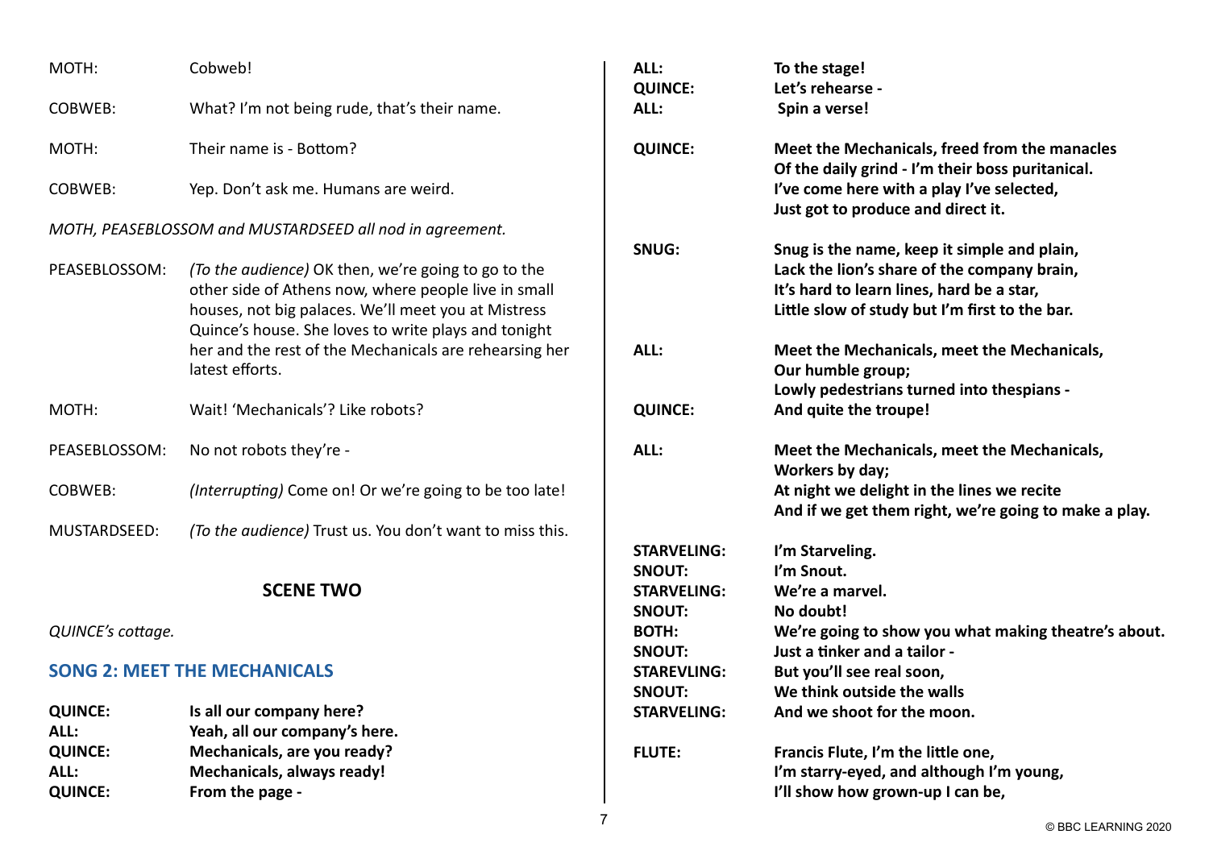MOTH: Cobweb!

COBWEB: What? I'm not being rude, that's their name.

MOTH: Their name is - Bottom?

COBWEB: Yep. Don't ask me. Humans are weird.

*MOTH, PEASEBLOSSOM and MUSTARDSEED all nod in agreement.*

PEASEBLOSSOM: *(To the audience)* OK then, we're going to go to the other side of Athens now, where people live in small houses, not big palaces. We'll meet you at Mistress Quince's house. She loves to write plays and tonight her and the rest of the Mechanicals are rehearsing her latest efforts.

MOTH: Wait! 'Mechanicals'? Like robots?

PEASEBLOSSOM: No not robots they're -

COBWEB: *(Interrupting)* Come on! Or we're going to be too late!

MUSTARDSEED: *(To the audience)* Trust us. You don't want to miss this.

## SCENE TWO

*QUINCE's cottage.*

### SONG 2: MEET THE MECHANICALS

**QUINCE:** **Is all our company here?**
**ALL:** **Yeah, all our company's here.**
**QUINCE:** **Mechanicals, are you ready?**
**ALL:** **Mechanicals, always ready!**
**QUINCE:** **From the page -**
**ALL:** **To the stage!**
**QUINCE:** **Let's rehearse -**
**ALL:** **Spin a verse!**

**QUINCE:** **Meet the Mechanicals, freed from the manacles**
**Of the daily grind - I'm their boss puritanical.**
**I've come here with a play I've selected,**
**Just got to produce and direct it.**

**SNUG:** **Snug is the name, keep it simple and plain,**
**Lack the lion's share of the company brain,**
**It's hard to learn lines, hard be a star,**
**Little slow of study but I'm first to the bar.**

**ALL:** **Meet the Mechanicals, meet the Mechanicals,**
**Our humble group;**
**Lowly pedestrians turned into thespians -**
**QUINCE:** **And quite the troupe!**

**ALL:** **Meet the Mechanicals, meet the Mechanicals,**
**Workers by day;**
**At night we delight in the lines we recite**
**And if we get them right, we're going to make a play.**

**STARVELING:** **I'm Starveling.**
**SNOUT:** **I'm Snout.**
**STARVELING:** **We're a marvel.**
**SNOUT:** **No doubt!**
**BOTH:** **We're going to show you what making theatre's about.**
**SNOUT:** **Just a tinker and a tailor -**
**STAREVLING:** **But you'll see real soon,**
**SNOUT:** **We think outside the walls**
**STARVELING:** **And we shoot for the moon.**

**FLUTE:** **Francis Flute, I'm the little one,**
**I'm starry-eyed, and although I'm young,**
**I'll show how grown-up I can be,**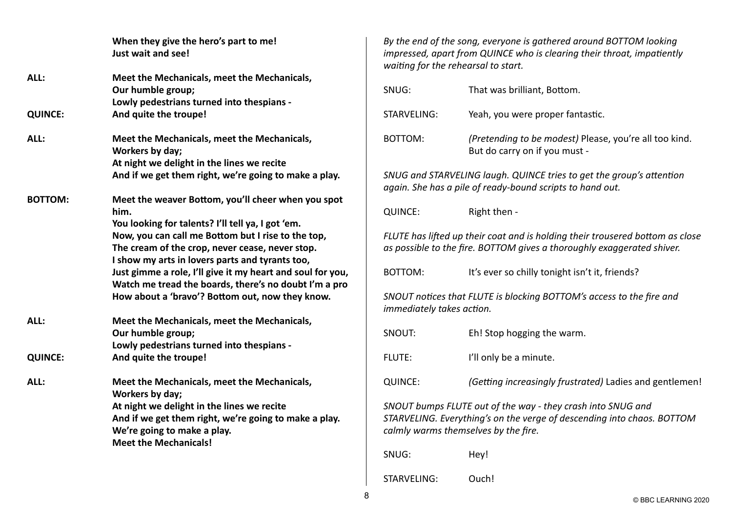**When they give the hero's part to me!**
**Just wait and see!**

**ALL:** **Meet the Mechanicals, meet the Mechanicals,**
**Our humble group;**
**Lowly pedestrians turned into thespians -**

**QUINCE:** **And quite the troupe!**

**ALL:** **Meet the Mechanicals, meet the Mechanicals,**
**Workers by day;**
**At night we delight in the lines we recite**
**And if we get them right, we're going to make a play.**

**BOTTOM:** **Meet the weaver Bottom, you'll cheer when you spot him.**
**You looking for talents? I'll tell ya, I got 'em.**
**Now, you can call me Bottom but I rise to the top,**
**The cream of the crop, never cease, never stop.**
**I show my arts in lovers parts and tyrants too,**
**Just gimme a role, I'll give it my heart and soul for you,**
**Watch me tread the boards, there's no doubt I'm a pro**
**How about a 'bravo'? Bottom out, now they know.**

**ALL:** **Meet the Mechanicals, meet the Mechanicals,**
**Our humble group;**
**Lowly pedestrians turned into thespians -**

**QUINCE:** **And quite the troupe!**

**ALL:** **Meet the Mechanicals, meet the Mechanicals,**
**Workers by day;**
**At night we delight in the lines we recite**
**And if we get them right, we're going to make a play.**
**We're going to make a play.**
**Meet the Mechanicals!**

*By the end of the song, everyone is gathered around BOTTOM looking impressed, apart from QUINCE who is clearing their throat, impatiently waiting for the rehearsal to start.*

SNUG: That was brilliant, Bottom.

STARVELING: Yeah, you were proper fantastic.

BOTTOM: *(Pretending to be modest)* Please, you're all too kind. But do carry on if you must -

*SNUG and STARVELING laugh. QUINCE tries to get the group's attention again. She has a pile of ready-bound scripts to hand out.*

QUINCE: Right then -

*FLUTE has lifted up their coat and is holding their trousered bottom as close as possible to the fire. BOTTOM gives a thoroughly exaggerated shiver.*

BOTTOM: It's ever so chilly tonight isn't it, friends?

*SNOUT notices that FLUTE is blocking BOTTOM's access to the fire and immediately takes action.*

SNOUT: Eh! Stop hogging the warm.

FLUTE: I'll only be a minute.

QUINCE: *(Getting increasingly frustrated)* Ladies and gentlemen!

*SNOUT bumps FLUTE out of the way - they crash into SNUG and STARVELING. Everything's on the verge of descending into chaos. BOTTOM calmly warms themselves by the fire.*

SNUG: Hey!

STARVELING: Ouch!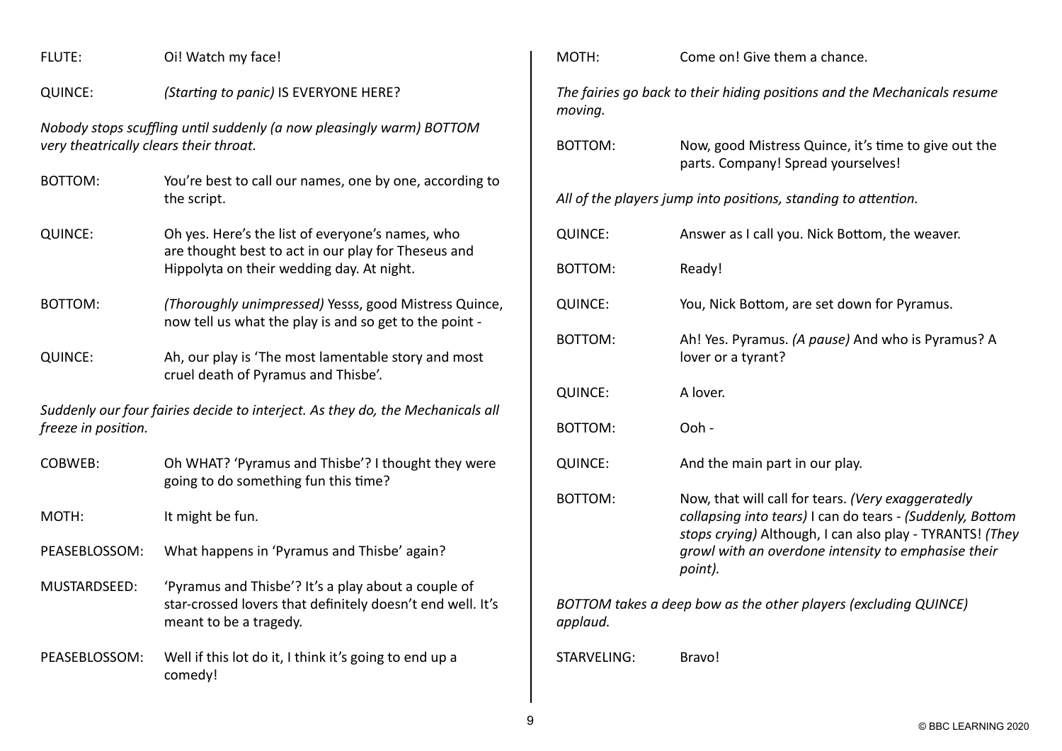FLUTE: Oi! Watch my face!

QUINCE: *(Starting to panic)* IS EVERYONE HERE?

*Nobody stops scuffling until suddenly (a now pleasingly warm) BOTTOM very theatrically clears their throat.*

BOTTOM: You're best to call our names, one by one, according to the script.

QUINCE: Oh yes. Here's the list of everyone's names, who are thought best to act in our play for Theseus and Hippolyta on their wedding day. At night.

BOTTOM: *(Thoroughly unimpressed)* Yesss, good Mistress Quince, now tell us what the play is and so get to the point -

QUINCE: Ah, our play is 'The most lamentable story and most cruel death of Pyramus and Thisbe'.

*Suddenly our four fairies decide to interject. As they do, the Mechanicals all freeze in position.*

COBWEB: Oh WHAT? 'Pyramus and Thisbe'? I thought they were going to do something fun this time?

MOTH: It might be fun.

PEASEBLOSSOM: What happens in 'Pyramus and Thisbe' again?

MUSTARDSEED: 'Pyramus and Thisbe'? It's a play about a couple of star-crossed lovers that definitely doesn't end well. It's meant to be a tragedy.

PEASEBLOSSOM: Well if this lot do it, I think it's going to end up a comedy!

MOTH: Come on! Give them a chance.

*The fairies go back to their hiding positions and the Mechanicals resume moving.*

BOTTOM: Now, good Mistress Quince, it's time to give out the parts. Company! Spread yourselves!

*All of the players jump into positions, standing to attention.*

QUINCE: Answer as I call you. Nick Bottom, the weaver.

BOTTOM: Ready!

QUINCE: You, Nick Bottom, are set down for Pyramus.

BOTTOM: Ah! Yes. Pyramus. *(A pause)* And who is Pyramus? A lover or a tyrant?

QUINCE: A lover.

BOTTOM: Ooh -

QUINCE: And the main part in our play.

BOTTOM: Now, that will call for tears. *(Very exaggeratedly collapsing into tears)* I can do tears - *(Suddenly, Bottom stops crying)* Although, I can also play - TYRANTS! *(They growl with an overdone intensity to emphasise their point).*

*BOTTOM takes a deep bow as the other players (excluding QUINCE) applaud.*

STARVELING: Bravo!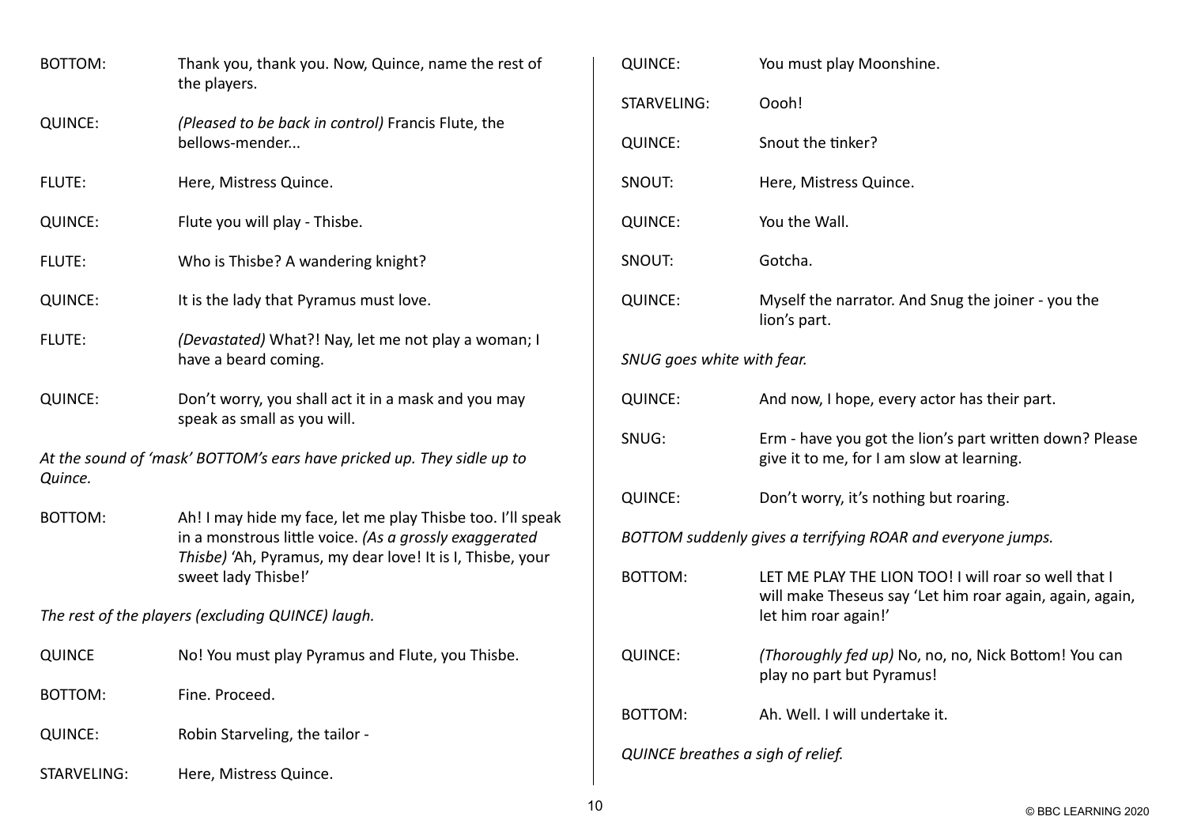BOTTOM: Thank you, thank you. Now, Quince, name the rest of the players.

QUINCE: *(Pleased to be back in control)* Francis Flute, the bellows-mender...

FLUTE: Here, Mistress Quince.

QUINCE: Flute you will play - Thisbe.

FLUTE: Who is Thisbe? A wandering knight?

QUINCE: It is the lady that Pyramus must love.

FLUTE: *(Devastated)* What?! Nay, let me not play a woman; I have a beard coming.

QUINCE: Don't worry, you shall act it in a mask and you may speak as small as you will.

*At the sound of 'mask' BOTTOM's ears have pricked up. They sidle up to Quince.*

BOTTOM: Ah! I may hide my face, let me play Thisbe too. I'll speak in a monstrous little voice. *(As a grossly exaggerated Thisbe)* 'Ah, Pyramus, my dear love! It is I, Thisbe, your sweet lady Thisbe!'

*The rest of the players (excluding QUINCE) laugh.*

QUINCE No! You must play Pyramus and Flute, you Thisbe.

BOTTOM: Fine. Proceed.

QUINCE: Robin Starveling, the tailor -

STARVELING: Here, Mistress Quince.

QUINCE: You must play Moonshine.

STARVELING: Oooh!

QUINCE: Snout the tinker?

SNOUT: Here, Mistress Quince.

QUINCE: You the Wall.

SNOUT: Gotcha.

QUINCE: Myself the narrator. And Snug the joiner - you the lion's part.

*SNUG goes white with fear.*

QUINCE: And now, I hope, every actor has their part.

SNUG: Erm - have you got the lion's part written down? Please give it to me, for I am slow at learning.

QUINCE: Don't worry, it's nothing but roaring.

*BOTTOM suddenly gives a terrifying ROAR and everyone jumps.*

BOTTOM: LET ME PLAY THE LION TOO! I will roar so well that I will make Theseus say 'Let him roar again, again, again, let him roar again!'

QUINCE: *(Thoroughly fed up)* No, no, no, Nick Bottom! You can play no part but Pyramus!

BOTTOM: Ah. Well. I will undertake it.

*QUINCE breathes a sigh of relief.*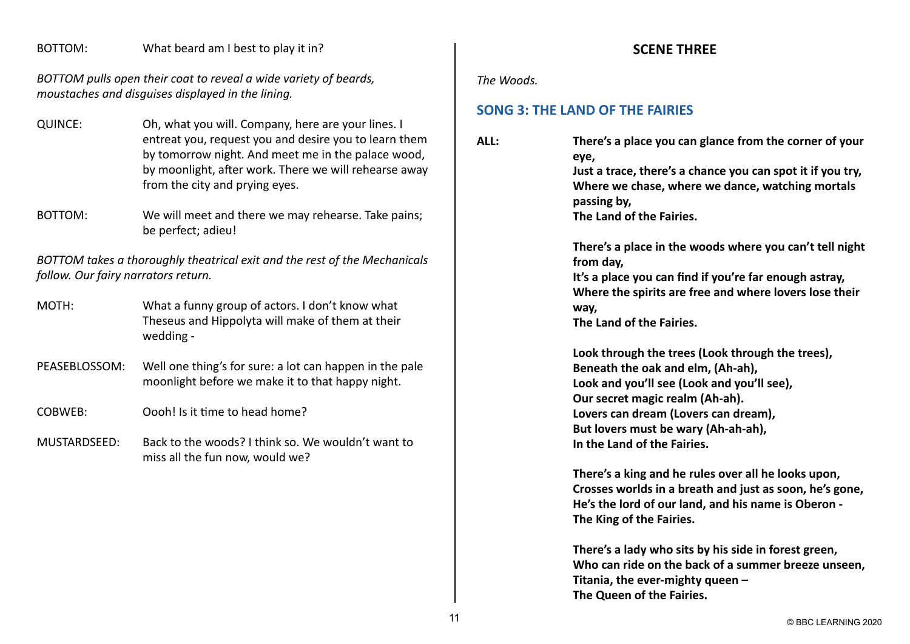BOTTOM: What beard am I best to play it in?

*BOTTOM pulls open their coat to reveal a wide variety of beards, moustaches and disguises displayed in the lining.*

QUINCE: Oh, what you will. Company, here are your lines. I entreat you, request you and desire you to learn them by tomorrow night. And meet me in the palace wood, by moonlight, after work. There we will rehearse away from the city and prying eyes.

BOTTOM: We will meet and there we may rehearse. Take pains; be perfect; adieu!

*BOTTOM takes a thoroughly theatrical exit and the rest of the Mechanicals follow. Our fairy narrators return.*

MOTH: What a funny group of actors. I don't know what Theseus and Hippolyta will make of them at their wedding -

PEASEBLOSSOM: Well one thing's for sure: a lot can happen in the pale moonlight before we make it to that happy night.

COBWEB: Oooh! Is it time to head home?

MUSTARDSEED: Back to the woods? I think so. We wouldn't want to miss all the fun now, would we?

## SCENE THREE

*The Woods.*

### SONG 3: THE LAND OF THE FAIRIES

**ALL:**

**There's a place you can glance from the corner of your eye,**
**Just a trace, there's a chance you can spot it if you try,**
**Where we chase, where we dance, watching mortals passing by,**
**The Land of the Fairies.**

**There's a place in the woods where you can't tell night from day,**
**It's a place you can find if you're far enough astray,**
**Where the spirits are free and where lovers lose their way,**
**The Land of the Fairies.**

**Look through the trees (Look through the trees),**
**Beneath the oak and elm, (Ah-ah),**
**Look and you'll see (Look and you'll see),**
**Our secret magic realm (Ah-ah).**
**Lovers can dream (Lovers can dream),**
**But lovers must be wary (Ah-ah-ah),**
**In the Land of the Fairies.**

**There's a king and he rules over all he looks upon,**
**Crosses worlds in a breath and just as soon, he's gone,**
**He's the lord of our land, and his name is Oberon -**
**The King of the Fairies.**

**There's a lady who sits by his side in forest green,**
**Who can ride on the back of a summer breeze unseen,**
**Titania, the ever-mighty queen –**
**The Queen of the Fairies.**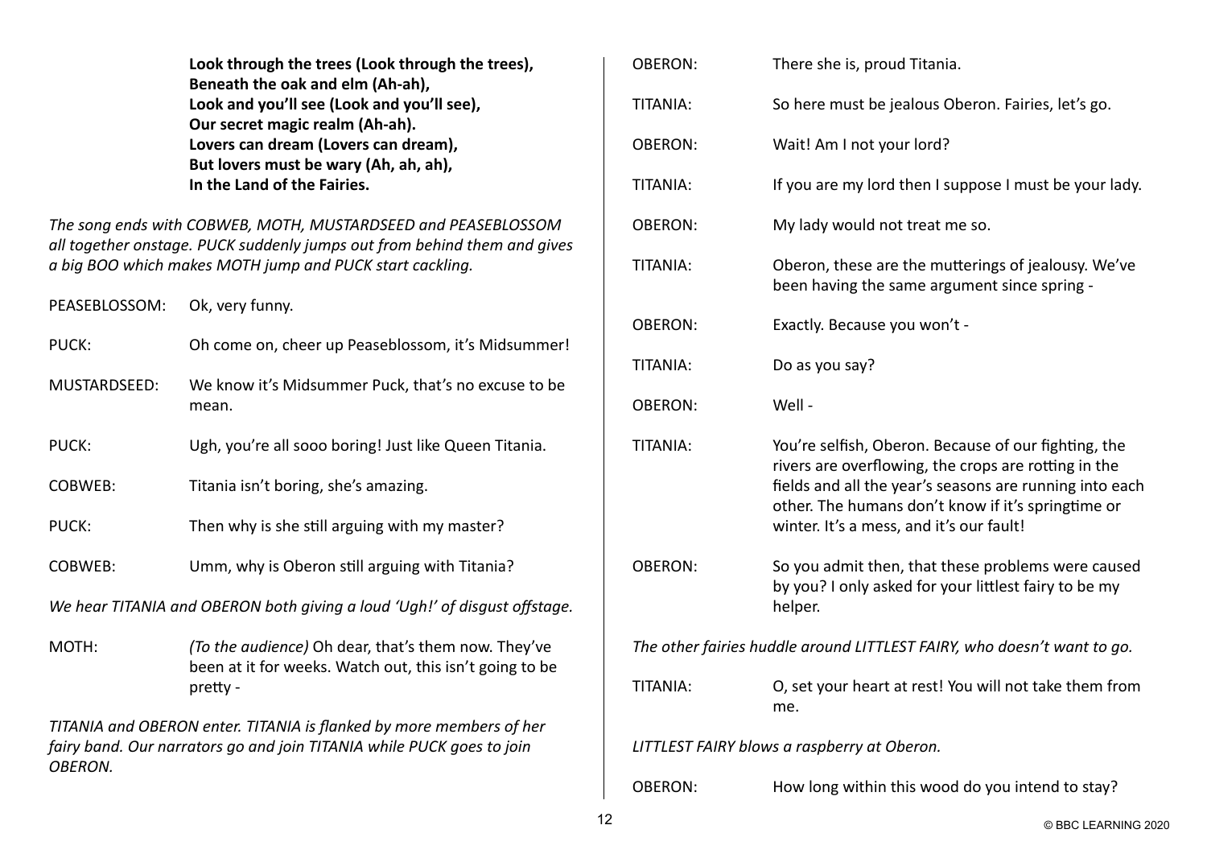**Look through the trees (Look through the trees),**
**Beneath the oak and elm (Ah-ah),**
**Look and you'll see (Look and you'll see),**
**Our secret magic realm (Ah-ah).**
**Lovers can dream (Lovers can dream),**
**But lovers must be wary (Ah, ah, ah),**
**In the Land of the Fairies.**

*The song ends with COBWEB, MOTH, MUSTARDSEED and PEASEBLOSSOM all together onstage. PUCK suddenly jumps out from behind them and gives a big BOO which makes MOTH jump and PUCK start cackling.*

PEASEBLOSSOM: Ok, very funny.

PUCK: Oh come on, cheer up Peaseblossom, it's Midsummer!

MUSTARDSEED: We know it's Midsummer Puck, that's no excuse to be mean.

PUCK: Ugh, you're all sooo boring! Just like Queen Titania.

COBWEB: Titania isn't boring, she's amazing.

PUCK: Then why is she still arguing with my master?

COBWEB: Umm, why is Oberon still arguing with Titania?

*We hear TITANIA and OBERON both giving a loud 'Ugh!' of disgust offstage.*

MOTH: *(To the audience)* Oh dear, that's them now. They've been at it for weeks. Watch out, this isn't going to be pretty -

*TITANIA and OBERON enter. TITANIA is flanked by more members of her fairy band. Our narrators go and join TITANIA while PUCK goes to join OBERON.*

OBERON: There she is, proud Titania.

TITANIA: So here must be jealous Oberon. Fairies, let's go.

OBERON: Wait! Am I not your lord?

TITANIA: If you are my lord then I suppose I must be your lady.

OBERON: My lady would not treat me so.

TITANIA: Oberon, these are the mutterings of jealousy. We've been having the same argument since spring -

OBERON: Exactly. Because you won't -

TITANIA: Do as you say?

OBERON: Well -

TITANIA: You're selfish, Oberon. Because of our fighting, the rivers are overflowing, the crops are rotting in the fields and all the year's seasons are running into each other. The humans don't know if it's springtime or winter. It's a mess, and it's our fault!

OBERON: So you admit then, that these problems were caused by you? I only asked for your littlest fairy to be my helper.

*The other fairies huddle around LITTLEST FAIRY, who doesn't want to go.*

TITANIA: O, set your heart at rest! You will not take them from me.

*LITTLEST FAIRY blows a raspberry at Oberon.*

OBERON: How long within this wood do you intend to stay?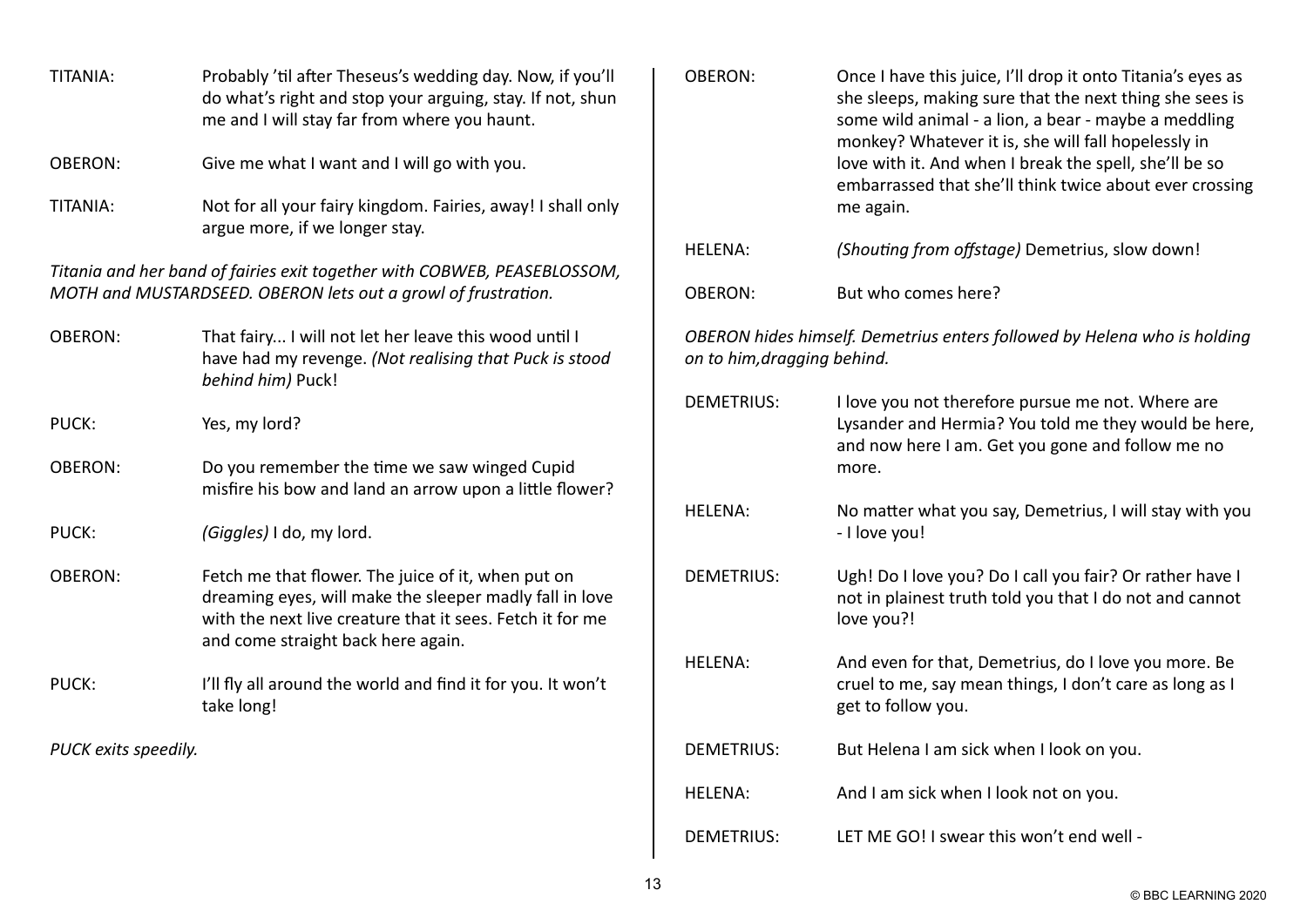TITANIA: Probably 'til after Theseus's wedding day. Now, if you'll do what's right and stop your arguing, stay. If not, shun me and I will stay far from where you haunt.

OBERON: Give me what I want and I will go with you.

TITANIA: Not for all your fairy kingdom. Fairies, away! I shall only argue more, if we longer stay.

*Titania and her band of fairies exit together with COBWEB, PEASEBLOSSOM, MOTH and MUSTARDSEED. OBERON lets out a growl of frustration.*

OBERON: That fairy... I will not let her leave this wood until I have had my revenge. *(Not realising that Puck is stood behind him)* Puck!

PUCK: Yes, my lord?

OBERON: Do you remember the time we saw winged Cupid misfire his bow and land an arrow upon a little flower?

PUCK: *(Giggles)* I do, my lord.

OBERON: Fetch me that flower. The juice of it, when put on dreaming eyes, will make the sleeper madly fall in love with the next live creature that it sees. Fetch it for me and come straight back here again.

PUCK: I'll fly all around the world and find it for you. It won't take long!

*PUCK exits speedily.*

OBERON: Once I have this juice, I'll drop it onto Titania's eyes as she sleeps, making sure that the next thing she sees is some wild animal - a lion, a bear - maybe a meddling monkey? Whatever it is, she will fall hopelessly in love with it. And when I break the spell, she'll be so embarrassed that she'll think twice about ever crossing me again.

HELENA: *(Shouting from offstage)* Demetrius, slow down!

OBERON: But who comes here?

*OBERON hides himself. Demetrius enters followed by Helena who is holding on to him,dragging behind.*

DEMETRIUS: I love you not therefore pursue me not. Where are Lysander and Hermia? You told me they would be here, and now here I am. Get you gone and follow me no more.

HELENA: No matter what you say, Demetrius, I will stay with you - I love you!

DEMETRIUS: Ugh! Do I love you? Do I call you fair? Or rather have I not in plainest truth told you that I do not and cannot love you?!

HELENA: And even for that, Demetrius, do I love you more. Be cruel to me, say mean things, I don't care as long as I get to follow you.

DEMETRIUS: But Helena I am sick when I look on you.

HELENA: And I am sick when I look not on you.

DEMETRIUS: LET ME GO! I swear this won't end well -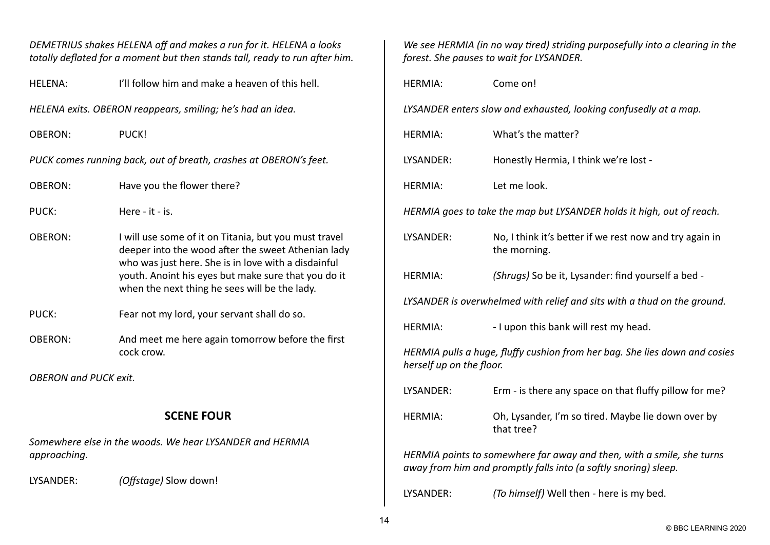*DEMETRIUS shakes HELENA off and makes a run for it. HELENA a looks totally deflated for a moment but then stands tall, ready to run after him.*

HELENA: I'll follow him and make a heaven of this hell.

*HELENA exits. OBERON reappears, smiling; he's had an idea.*

OBERON: PUCK!

*PUCK comes running back, out of breath, crashes at OBERON's feet.*

OBERON: Have you the flower there?

PUCK: Here - it - is.

OBERON: I will use some of it on Titania, but you must travel deeper into the wood after the sweet Athenian lady who was just here. She is in love with a disdainful youth. Anoint his eyes but make sure that you do it when the next thing he sees will be the lady.

PUCK: Fear not my lord, your servant shall do so.

OBERON: And meet me here again tomorrow before the first cock crow.

*OBERON and PUCK exit.*

## SCENE FOUR

*Somewhere else in the woods. We hear LYSANDER and HERMIA approaching.*

LYSANDER: *(Offstage)* Slow down!

*We see HERMIA (in no way tired) striding purposefully into a clearing in the forest. She pauses to wait for LYSANDER.*

HERMIA: Come on!

*LYSANDER enters slow and exhausted, looking confusedly at a map.*

HERMIA: What's the matter?

LYSANDER: Honestly Hermia, I think we're lost -

HERMIA: Let me look.

*HERMIA goes to take the map but LYSANDER holds it high, out of reach.*

LYSANDER: No, I think it's better if we rest now and try again in the morning.

HERMIA: *(Shrugs)* So be it, Lysander: find yourself a bed -

*LYSANDER is overwhelmed with relief and sits with a thud on the ground.*

HERMIA: - I upon this bank will rest my head.

*HERMIA pulls a huge, fluffy cushion from her bag. She lies down and cosies herself up on the floor.*

LYSANDER: Erm - is there any space on that fluffy pillow for me?

HERMIA: Oh, Lysander, I'm so tired. Maybe lie down over by that tree?

*HERMIA points to somewhere far away and then, with a smile, she turns away from him and promptly falls into (a softly snoring) sleep.*

LYSANDER: *(To himself)* Well then - here is my bed.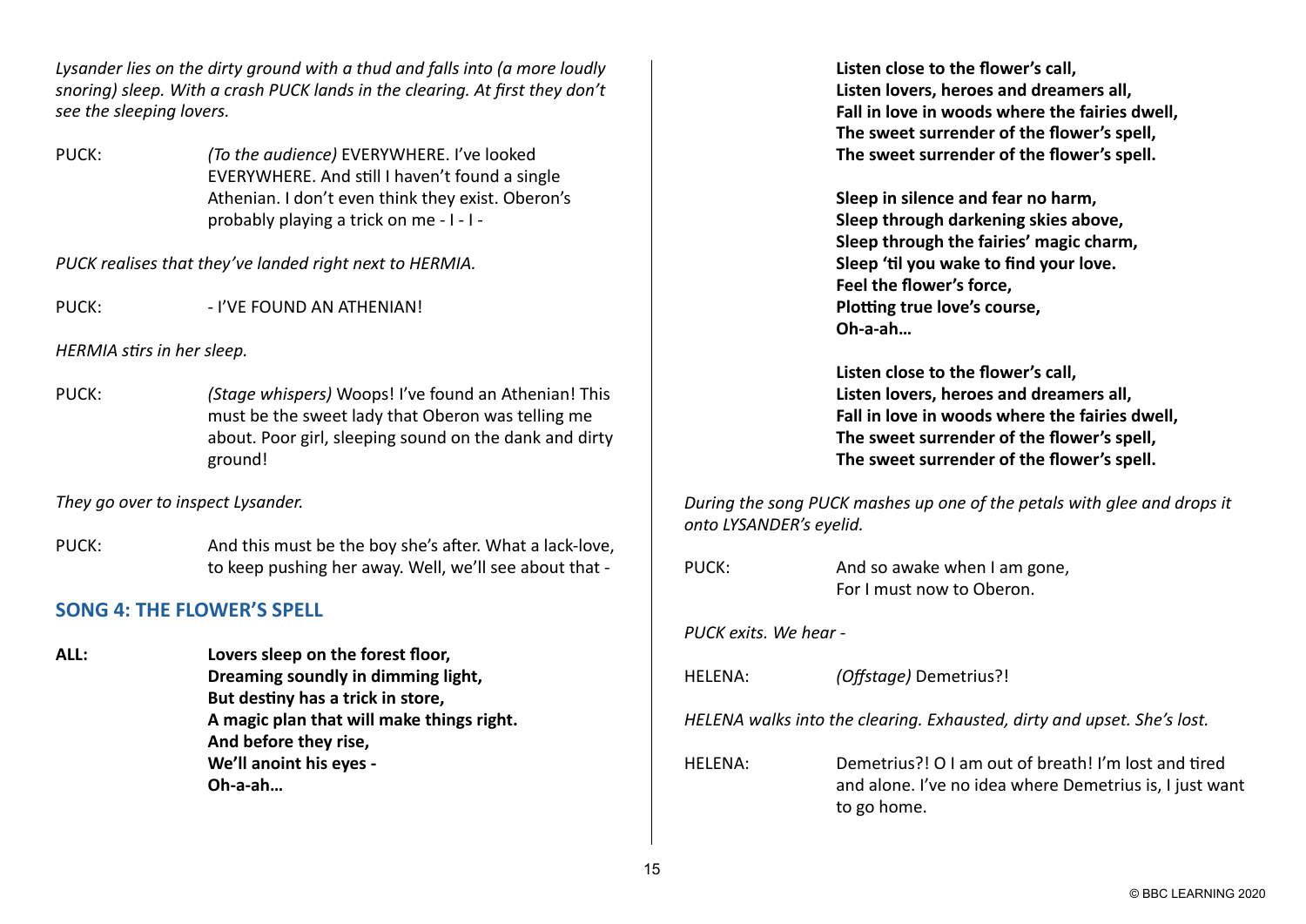*Lysander lies on the dirty ground with a thud and falls into (a more loudly snoring) sleep. With a crash PUCK lands in the clearing. At first they don't see the sleeping lovers.*

PUCK: *(To the audience)* EVERYWHERE. I've looked EVERYWHERE. And still I haven't found a single Athenian. I don't even think they exist. Oberon's probably playing a trick on me - I - I -

*PUCK realises that they've landed right next to HERMIA.*

PUCK: - I'VE FOUND AN ATHENIAN!

*HERMIA stirs in her sleep.*

PUCK: *(Stage whispers)* Woops! I've found an Athenian! This must be the sweet lady that Oberon was telling me about. Poor girl, sleeping sound on the dank and dirty ground!

*They go over to inspect Lysander.*

PUCK: And this must be the boy she's after. What a lack-love, to keep pushing her away. Well, we'll see about that -

## SONG 4: THE FLOWER'S SPELL

**ALL:** **Lovers sleep on the forest floor,**
**Dreaming soundly in dimming light,**
**But destiny has a trick in store,**
**A magic plan that will make things right.**
**And before they rise,**
**We'll anoint his eyes -**
**Oh-a-ah…**

**Listen close to the flower's call,**
**Listen lovers, heroes and dreamers all,**
**Fall in love in woods where the fairies dwell,**
**The sweet surrender of the flower's spell,**
**The sweet surrender of the flower's spell.**

**Sleep in silence and fear no harm,**
**Sleep through darkening skies above,**
**Sleep through the fairies' magic charm,**
**Sleep 'til you wake to find your love.**
**Feel the flower's force,**
**Plotting true love's course,**
**Oh-a-ah…**

**Listen close to the flower's call,**
**Listen lovers, heroes and dreamers all,**
**Fall in love in woods where the fairies dwell,**
**The sweet surrender of the flower's spell,**
**The sweet surrender of the flower's spell.**

*During the song PUCK mashes up one of the petals with glee and drops it onto LYSANDER's eyelid.*

PUCK: And so awake when I am gone,
For I must now to Oberon.

*PUCK exits. We hear -*

HELENA: *(Offstage)* Demetrius?!

*HELENA walks into the clearing. Exhausted, dirty and upset. She's lost.*

HELENA: Demetrius?! O I am out of breath! I'm lost and tired and alone. I've no idea where Demetrius is, I just want to go home.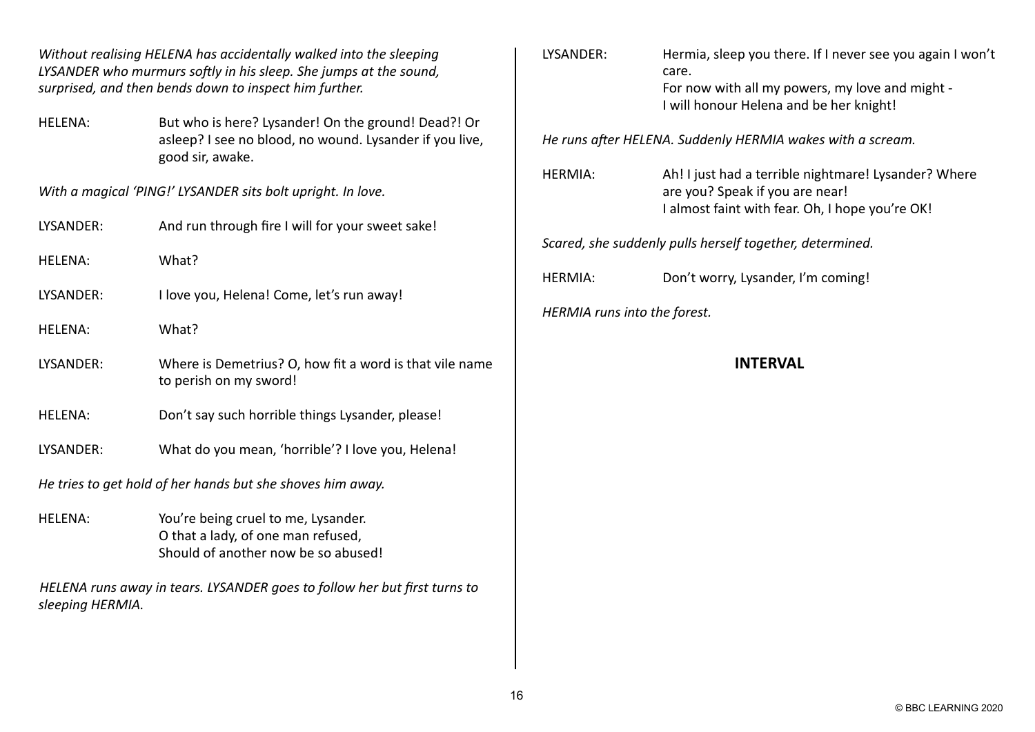*Without realising HELENA has accidentally walked into the sleeping LYSANDER who murmurs softly in his sleep. She jumps at the sound, surprised, and then bends down to inspect him further.*

HELENA: But who is here? Lysander! On the ground! Dead?! Or asleep? I see no blood, no wound. Lysander if you live, good sir, awake.

*With a magical 'PING!' LYSANDER sits bolt upright. In love.*

LYSANDER: And run through fire I will for your sweet sake!

HELENA: What?

LYSANDER: I love you, Helena! Come, let's run away!

HELENA: What?

LYSANDER: Where is Demetrius? O, how fit a word is that vile name to perish on my sword!

HELENA: Don't say such horrible things Lysander, please!

LYSANDER: What do you mean, 'horrible'? I love you, Helena!

*He tries to get hold of her hands but she shoves him away.*

HELENA: You're being cruel to me, Lysander.
O that a lady, of one man refused,
Should of another now be so abused!

*HELENA runs away in tears. LYSANDER goes to follow her but first turns to sleeping HERMIA.*

LYSANDER: Hermia, sleep you there. If I never see you again I won't care.
For now with all my powers, my love and might -
I will honour Helena and be her knight!

*He runs after HELENA. Suddenly HERMIA wakes with a scream.*

HERMIA: Ah! I just had a terrible nightmare! Lysander? Where are you? Speak if you are near!
I almost faint with fear. Oh, I hope you're OK!

*Scared, she suddenly pulls herself together, determined.*

HERMIA: Don't worry, Lysander, I'm coming!

*HERMIA runs into the forest.*

**INTERVAL**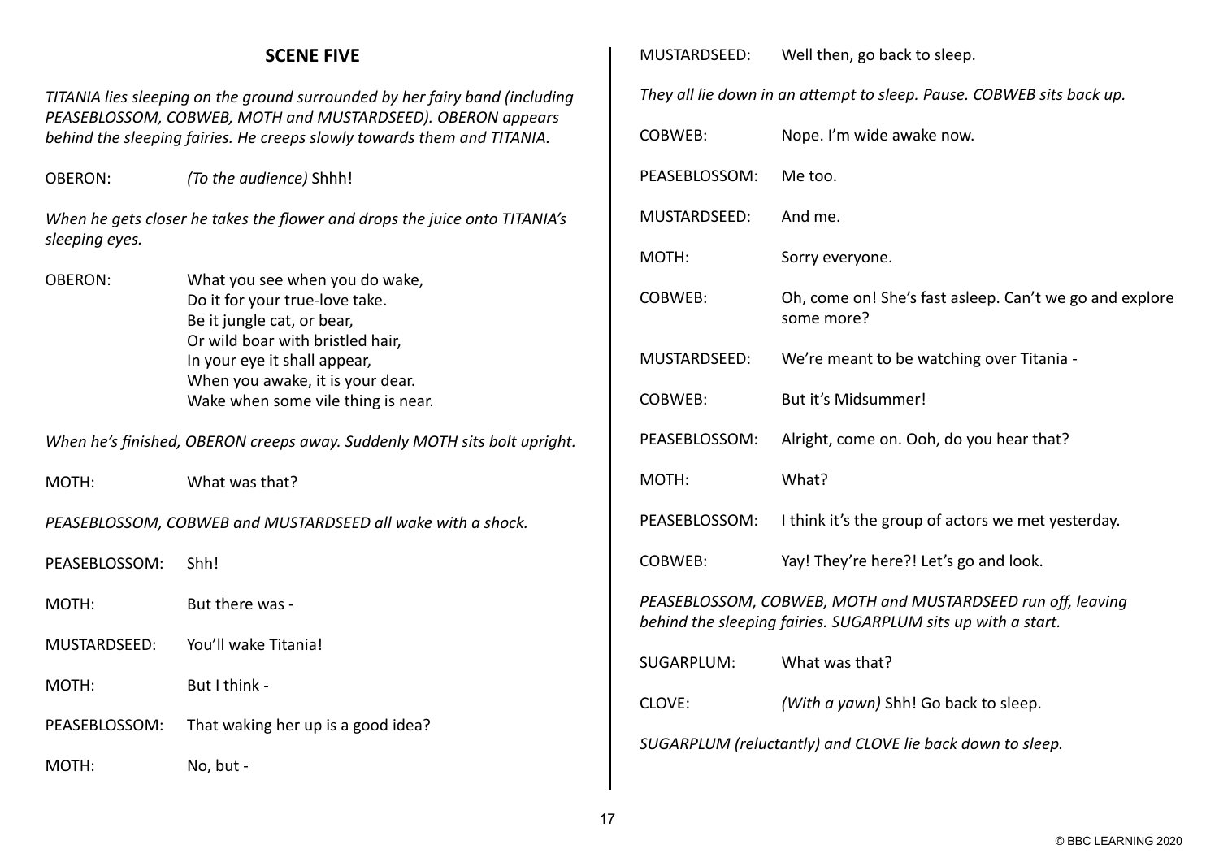## SCENE FIVE

*TITANIA lies sleeping on the ground surrounded by her fairy band (including PEASEBLOSSOM, COBWEB, MOTH and MUSTARDSEED). OBERON appears behind the sleeping fairies. He creeps slowly towards them and TITANIA.*

OBERON: *(To the audience)* Shhh!

*When he gets closer he takes the flower and drops the juice onto TITANIA's sleeping eyes.*

OBERON: What you see when you do wake,
Do it for your true-love take.
Be it jungle cat, or bear,
Or wild boar with bristled hair,
In your eye it shall appear,
When you awake, it is your dear.
Wake when some vile thing is near.

*When he's finished, OBERON creeps away. Suddenly MOTH sits bolt upright.*

MOTH: What was that?

*PEASEBLOSSOM, COBWEB and MUSTARDSEED all wake with a shock.*

PEASEBLOSSOM: Shh!

MOTH: But there was -

MUSTARDSEED: You'll wake Titania!

MOTH: But I think -

PEASEBLOSSOM: That waking her up is a good idea?

MOTH: No, but -

MUSTARDSEED: Well then, go back to sleep.

*They all lie down in an attempt to sleep. Pause. COBWEB sits back up.*

COBWEB: Nope. I'm wide awake now.

PEASEBLOSSOM: Me too.

MUSTARDSEED: And me.

MOTH: Sorry everyone.

COBWEB: Oh, come on! She's fast asleep. Can't we go and explore some more?

MUSTARDSEED: We're meant to be watching over Titania -

COBWEB: But it's Midsummer!

PEASEBLOSSOM: Alright, come on. Ooh, do you hear that?

MOTH: What?

PEASEBLOSSOM: I think it's the group of actors we met yesterday.

COBWEB: Yay! They're here?! Let's go and look.

*PEASEBLOSSOM, COBWEB, MOTH and MUSTARDSEED run off, leaving behind the sleeping fairies. SUGARPLUM sits up with a start.*

SUGARPLUM: What was that?

CLOVE: *(With a yawn)* Shh! Go back to sleep.

*SUGARPLUM (reluctantly) and CLOVE lie back down to sleep.*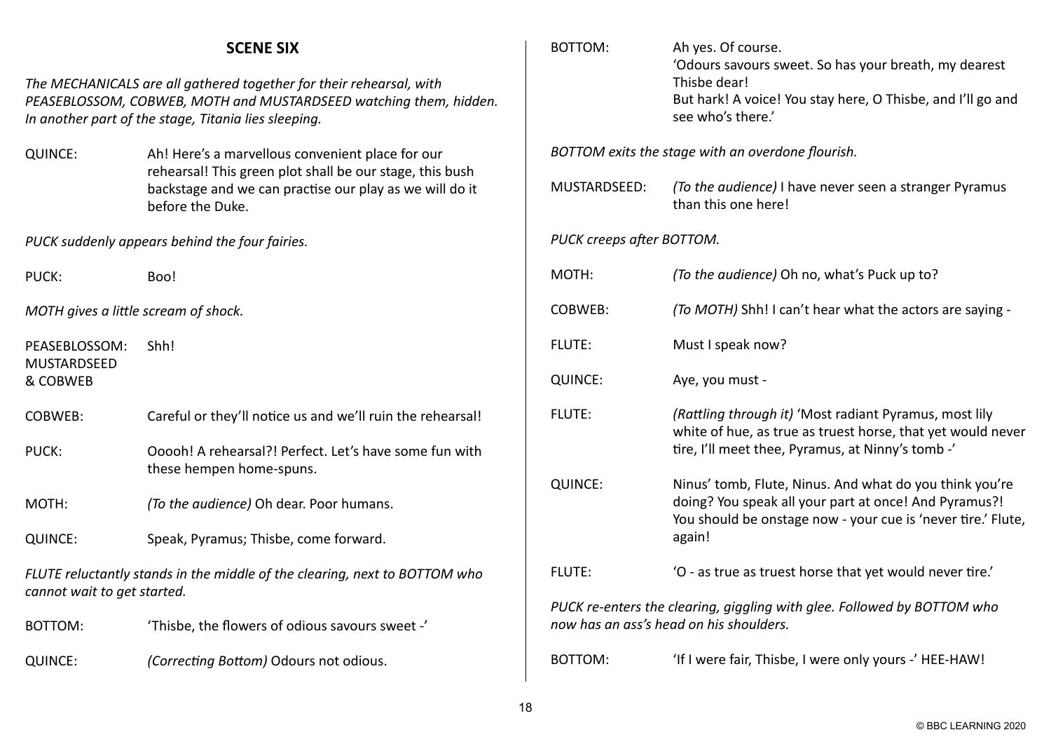## SCENE SIX

*The MECHANICALS are all gathered together for their rehearsal, with PEASEBLOSSOM, COBWEB, MOTH and MUSTARDSEED watching them, hidden. In another part of the stage, Titania lies sleeping.*

QUINCE: Ah! Here's a marvellous convenient place for our rehearsal! This green plot shall be our stage, this bush backstage and we can practise our play as we will do it before the Duke.

*PUCK suddenly appears behind the four fairies.*

PUCK: Boo!

*MOTH gives a little scream of shock.*

PEASEBLOSSOM: MUSTARDSEED & COBWEB: Shh!

COBWEB: Careful or they'll notice us and we'll ruin the rehearsal!

PUCK: Ooooh! A rehearsal?! Perfect. Let's have some fun with these hempen home-spuns.

MOTH: *(To the audience)* Oh dear. Poor humans.

QUINCE: Speak, Pyramus; Thisbe, come forward.

*FLUTE reluctantly stands in the middle of the clearing, next to BOTTOM who cannot wait to get started.*

BOTTOM: 'Thisbe, the flowers of odious savours sweet -'

QUINCE: *(Correcting Bottom)* Odours not odious.

BOTTOM: Ah yes. Of course.
'Odours savours sweet. So has your breath, my dearest Thisbe dear!
But hark! A voice! You stay here, O Thisbe, and I'll go and see who's there.'

*BOTTOM exits the stage with an overdone flourish.*

MUSTARDSEED: *(To the audience)* I have never seen a stranger Pyramus than this one here!

*PUCK creeps after BOTTOM.*

MOTH: *(To the audience)* Oh no, what's Puck up to?

COBWEB: *(To MOTH)* Shh! I can't hear what the actors are saying -

FLUTE: Must I speak now?

QUINCE: Aye, you must -

FLUTE: *(Rattling through it)* 'Most radiant Pyramus, most lily white of hue, as true as truest horse, that yet would never tire, I'll meet thee, Pyramus, at Ninny's tomb -'

QUINCE: Ninus' tomb, Flute, Ninus. And what do you think you're doing? You speak all your part at once! And Pyramus?! You should be onstage now - your cue is 'never tire.' Flute, again!

FLUTE: 'O - as true as truest horse that yet would never tire.'

*PUCK re-enters the clearing, giggling with glee. Followed by BOTTOM who now has an ass's head on his shoulders.*

BOTTOM: 'If I were fair, Thisbe, I were only yours -' HEE-HAW!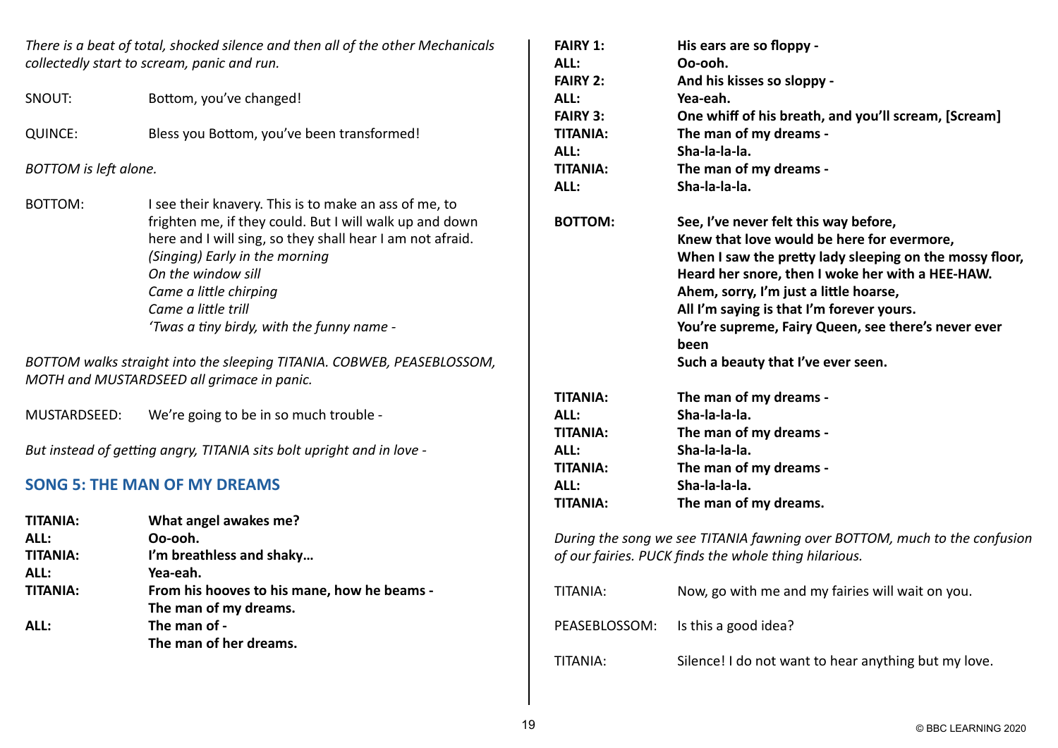*There is a beat of total, shocked silence and then all of the other Mechanicals collectedly start to scream, panic and run.*

SNOUT: Bottom, you've changed!

QUINCE: Bless you Bottom, you've been transformed!

*BOTTOM is left alone.*

BOTTOM: I see their knavery. This is to make an ass of me, to frighten me, if they could. But I will walk up and down here and I will sing, so they shall hear I am not afraid.
*(Singing) Early in the morning*
*On the window sill*
*Came a little chirping*
*Came a little trill*
*'Twas a tiny birdy, with the funny name -*

*BOTTOM walks straight into the sleeping TITANIA. COBWEB, PEASEBLOSSOM, MOTH and MUSTARDSEED all grimace in panic.*

MUSTARDSEED: We're going to be in so much trouble -

*But instead of getting angry, TITANIA sits bolt upright and in love -*

## SONG 5: THE MAN OF MY DREAMS

**TITANIA:** **What angel awakes me?**
**ALL:** **Oo-ooh.**
**TITANIA:** **I'm breathless and shaky…**
**ALL:** **Yea-eah.**
**TITANIA:** **From his hooves to his mane, how he beams -**
**The man of my dreams.**
**ALL:** **The man of -**
**The man of her dreams.**

**FAIRY 1:** **His ears are so floppy -**
**ALL:** **Oo-ooh.**
**FAIRY 2:** **And his kisses so sloppy -**
**ALL:** **Yea-eah.**
**FAIRY 3:** **One whiff of his breath, and you'll scream, [Scream]**
**TITANIA:** **The man of my dreams -**
**ALL:** **Sha-la-la-la.**
**TITANIA:** **The man of my dreams -**
**ALL:** **Sha-la-la-la.**

**BOTTOM:** **See, I've never felt this way before,**
**Knew that love would be here for evermore,**
**When I saw the pretty lady sleeping on the mossy floor,**
**Heard her snore, then I woke her with a HEE-HAW.**
**Ahem, sorry, I'm just a little hoarse,**
**All I'm saying is that I'm forever yours.**
**You're supreme, Fairy Queen, see there's never ever been**
**Such a beauty that I've ever seen.**

**TITANIA:** **The man of my dreams -**
**ALL:** **Sha-la-la-la.**
**TITANIA:** **The man of my dreams -**
**ALL:** **Sha-la-la-la.**
**TITANIA:** **The man of my dreams -**
**ALL:** **Sha-la-la-la.**
**TITANIA:** **The man of my dreams.**

*During the song we see TITANIA fawning over BOTTOM, much to the confusion of our fairies. PUCK finds the whole thing hilarious.*

TITANIA: Now, go with me and my fairies will wait on you.

PEASEBLOSSOM: Is this a good idea?

TITANIA: Silence! I do not want to hear anything but my love.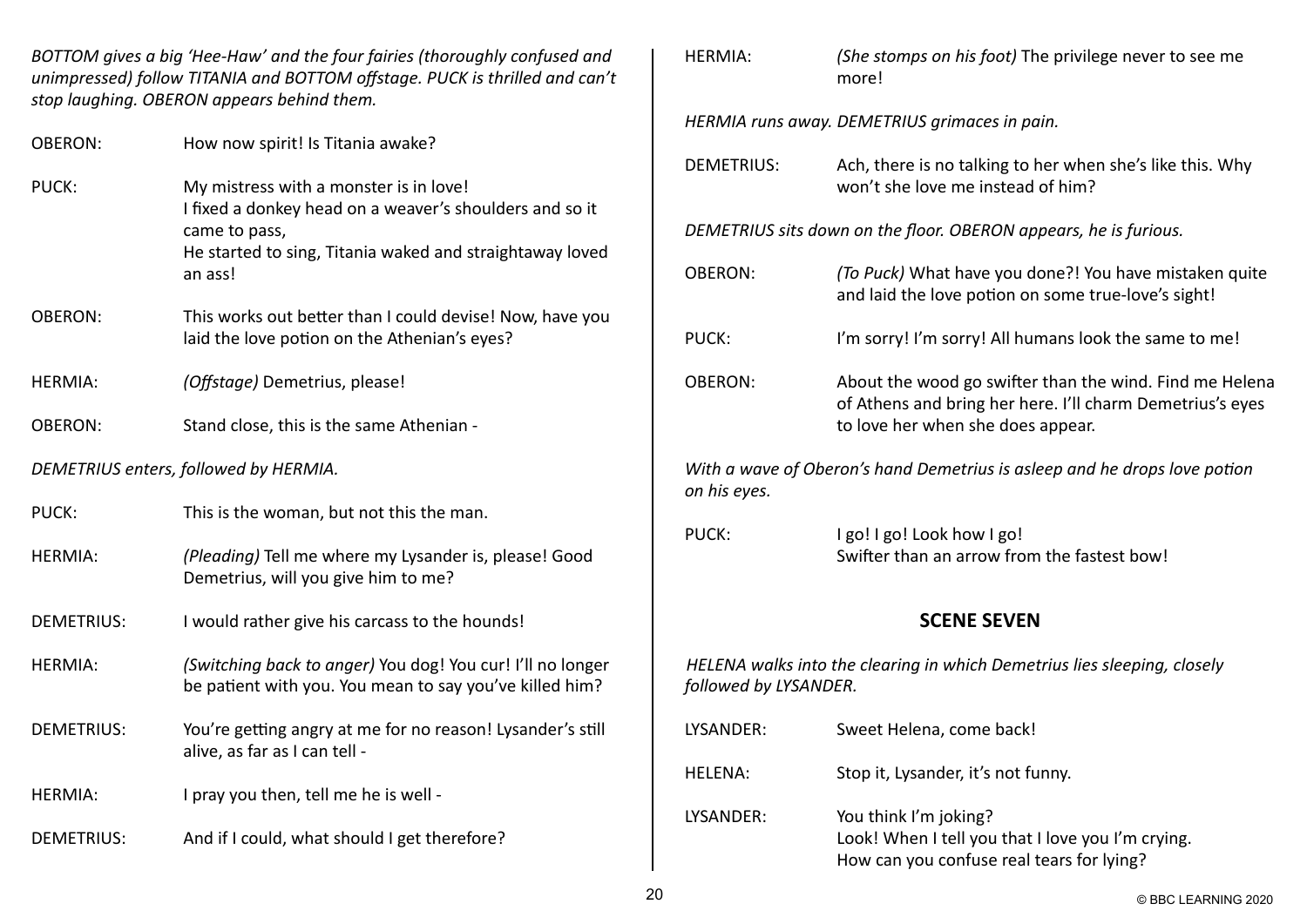*BOTTOM gives a big 'Hee-Haw' and the four fairies (thoroughly confused and unimpressed) follow TITANIA and BOTTOM offstage. PUCK is thrilled and can't stop laughing. OBERON appears behind them.*

OBERON: How now spirit! Is Titania awake?

PUCK: My mistress with a monster is in love!
I fixed a donkey head on a weaver's shoulders and so it came to pass,
He started to sing, Titania waked and straightaway loved an ass!

OBERON: This works out better than I could devise! Now, have you laid the love potion on the Athenian's eyes?

HERMIA: *(Offstage)* Demetrius, please!

OBERON: Stand close, this is the same Athenian -

*DEMETRIUS enters, followed by HERMIA.*

PUCK: This is the woman, but not this the man.

HERMIA: *(Pleading)* Tell me where my Lysander is, please! Good Demetrius, will you give him to me?

DEMETRIUS: I would rather give his carcass to the hounds!

HERMIA: *(Switching back to anger)* You dog! You cur! I'll no longer be patient with you. You mean to say you've killed him?

DEMETRIUS: You're getting angry at me for no reason! Lysander's still alive, as far as I can tell -

HERMIA: I pray you then, tell me he is well -

DEMETRIUS: And if I could, what should I get therefore?

HERMIA: *(She stomps on his foot)* The privilege never to see me more!

*HERMIA runs away. DEMETRIUS grimaces in pain.*

DEMETRIUS: Ach, there is no talking to her when she's like this. Why won't she love me instead of him?

*DEMETRIUS sits down on the floor. OBERON appears, he is furious.*

OBERON: *(To Puck)* What have you done?! You have mistaken quite and laid the love potion on some true-love's sight!

PUCK: I'm sorry! I'm sorry! All humans look the same to me!

OBERON: About the wood go swifter than the wind. Find me Helena of Athens and bring her here. I'll charm Demetrius's eyes to love her when she does appear.

*With a wave of Oberon's hand Demetrius is asleep and he drops love potion on his eyes.*

PUCK: I go! I go! Look how I go!
Swifter than an arrow from the fastest bow!

## SCENE SEVEN

*HELENA walks into the clearing in which Demetrius lies sleeping, closely followed by LYSANDER.*

LYSANDER: Sweet Helena, come back!

HELENA: Stop it, Lysander, it's not funny.

LYSANDER: You think I'm joking?
Look! When I tell you that I love you I'm crying.
How can you confuse real tears for lying?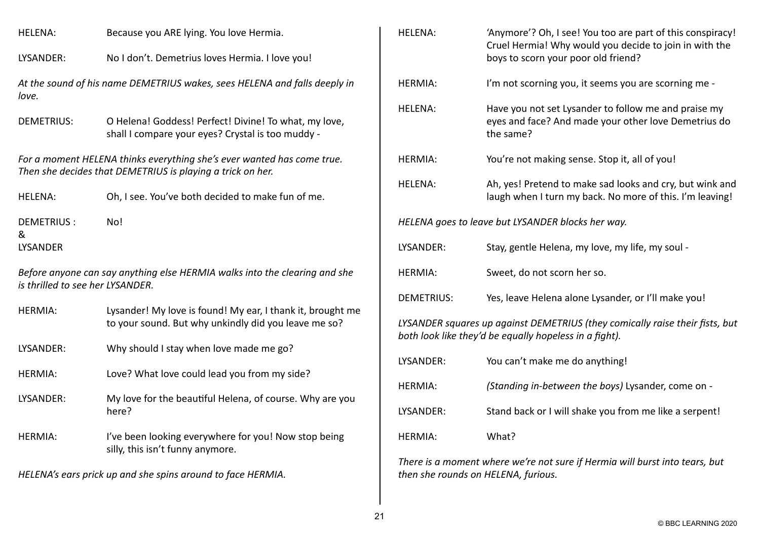HELENA: Because you ARE lying. You love Hermia.

LYSANDER: No I don't. Demetrius loves Hermia. I love you!

*At the sound of his name DEMETRIUS wakes, sees HELENA and falls deeply in love.*

DEMETRIUS: O Helena! Goddess! Perfect! Divine! To what, my love, shall I compare your eyes? Crystal is too muddy -

*For a moment HELENA thinks everything she's ever wanted has come true. Then she decides that DEMETRIUS is playing a trick on her.*

HELENA: Oh, I see. You've both decided to make fun of me.

DEMETRIUS & LYSANDER: No!

*Before anyone can say anything else HERMIA walks into the clearing and she is thrilled to see her LYSANDER.*

HERMIA: Lysander! My love is found! My ear, I thank it, brought me to your sound. But why unkindly did you leave me so?

LYSANDER: Why should I stay when love made me go?

HERMIA: Love? What love could lead you from my side?

LYSANDER: My love for the beautiful Helena, of course. Why are you here?

HERMIA: I've been looking everywhere for you! Now stop being silly, this isn't funny anymore.

*HELENA's ears prick up and she spins around to face HERMIA.*

HELENA: 'Anymore'? Oh, I see! You too are part of this conspiracy! Cruel Hermia! Why would you decide to join in with the boys to scorn your poor old friend?

HERMIA: I'm not scorning you, it seems you are scorning me -

HELENA: Have you not set Lysander to follow me and praise my eyes and face? And made your other love Demetrius do the same?

HERMIA: You're not making sense. Stop it, all of you!

HELENA: Ah, yes! Pretend to make sad looks and cry, but wink and laugh when I turn my back. No more of this. I'm leaving!

*HELENA goes to leave but LYSANDER blocks her way.*

LYSANDER: Stay, gentle Helena, my love, my life, my soul -

HERMIA: Sweet, do not scorn her so.

DEMETRIUS: Yes, leave Helena alone Lysander, or I'll make you!

*LYSANDER squares up against DEMETRIUS (they comically raise their fists, but both look like they'd be equally hopeless in a fight).*

LYSANDER: You can't make me do anything!

HERMIA: *(Standing in-between the boys)* Lysander, come on -

LYSANDER: Stand back or I will shake you from me like a serpent!

HERMIA: What?

*There is a moment where we're not sure if Hermia will burst into tears, but then she rounds on HELENA, furious.*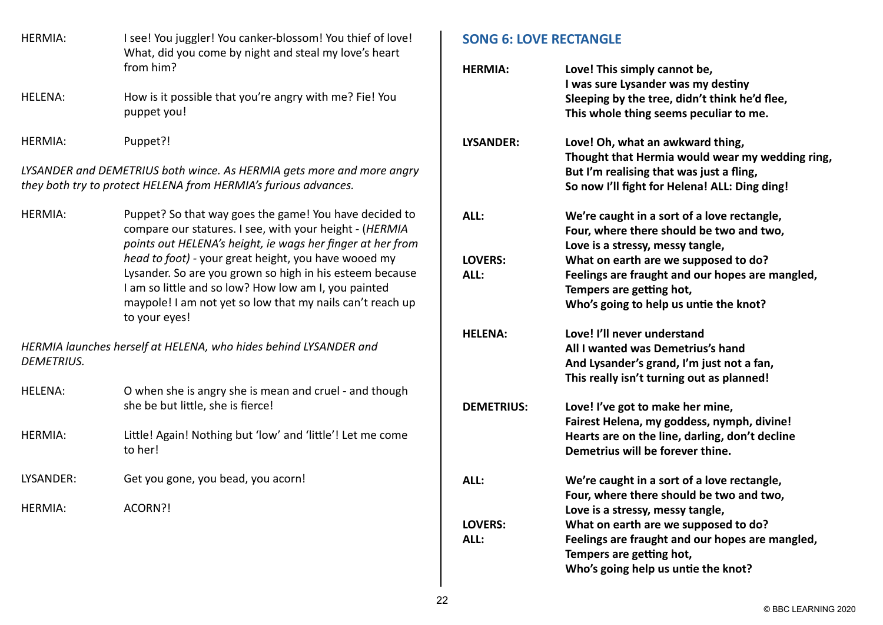HERMIA: I see! You juggler! You canker-blossom! You thief of love! What, did you come by night and steal my love's heart from him?

HELENA: How is it possible that you're angry with me? Fie! You puppet you!

HERMIA: Puppet?!

*LYSANDER and DEMETRIUS both wince. As HERMIA gets more and more angry they both try to protect HELENA from HERMIA's furious advances.*

HERMIA: Puppet? So that way goes the game! You have decided to compare our statures. I see, with your height - (*HERMIA points out HELENA's height, ie wags her finger at her from head to foot)* - your great height, you have wooed my Lysander. So are you grown so high in his esteem because I am so little and so low? How low am I, you painted maypole! I am not yet so low that my nails can't reach up to your eyes!

*HERMIA launches herself at HELENA, who hides behind LYSANDER and DEMETRIUS.*

HELENA: O when she is angry she is mean and cruel - and though she be but little, she is fierce!

HERMIA: Little! Again! Nothing but 'low' and 'little'! Let me come to her!

LYSANDER: Get you gone, you bead, you acorn!

HERMIA: ACORN?!

## SONG 6: LOVE RECTANGLE

**HERMIA:** **Love! This simply cannot be,**
**I was sure Lysander was my destiny**
**Sleeping by the tree, didn't think he'd flee,**
**This whole thing seems peculiar to me.**

**LYSANDER:** **Love! Oh, what an awkward thing,**
**Thought that Hermia would wear my wedding ring,**
**But I'm realising that was just a fling,**
**So now I'll fight for Helena! ALL: Ding ding!**

**ALL:** **We're caught in a sort of a love rectangle,**
**Four, where there should be two and two,**
**Love is a stressy, messy tangle,**
**LOVERS:** **What on earth are we supposed to do?**
**ALL:** **Feelings are fraught and our hopes are mangled,**
**Tempers are getting hot,**
**Who's going to help us untie the knot?**

**HELENA:** **Love! I'll never understand**
**All I wanted was Demetrius's hand**
**And Lysander's grand, I'm just not a fan,**
**This really isn't turning out as planned!**

**DEMETRIUS:** **Love! I've got to make her mine,**
**Fairest Helena, my goddess, nymph, divine!**
**Hearts are on the line, darling, don't decline**
**Demetrius will be forever thine.**

**ALL:** **We're caught in a sort of a love rectangle,**
**Four, where there should be two and two,**
**Love is a stressy, messy tangle,**
**LOVERS:** **What on earth are we supposed to do?**
**ALL:** **Feelings are fraught and our hopes are mangled,**
**Tempers are getting hot,**
**Who's going help us untie the knot?**

© BBC LEARNING 2020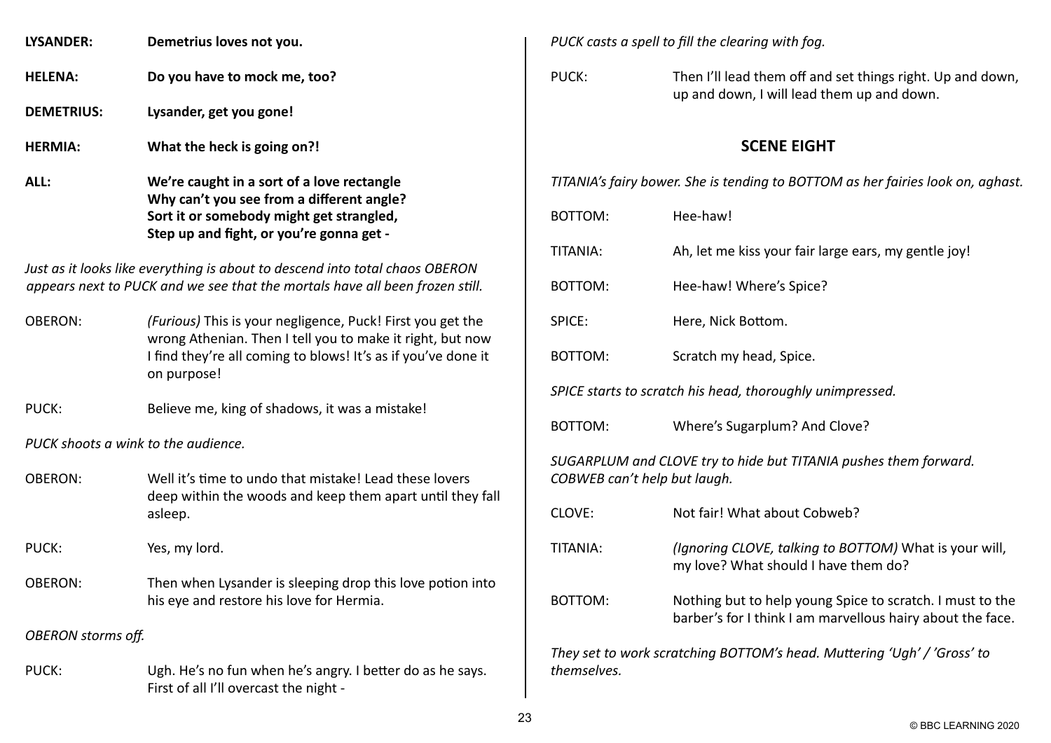**LYSANDER:** **Demetrius loves not you.**

**HELENA:** **Do you have to mock me, too?**

**DEMETRIUS:** **Lysander, get you gone!**

**HERMIA:** **What the heck is going on?!**

**ALL:** **We're caught in a sort of a love rectangle**
**Why can't you see from a different angle?**
**Sort it or somebody might get strangled,**
**Step up and fight, or you're gonna get -**

*Just as it looks like everything is about to descend into total chaos OBERON appears next to PUCK and we see that the mortals have all been frozen still.*

OBERON: *(Furious)* This is your negligence, Puck! First you get the wrong Athenian. Then I tell you to make it right, but now I find they're all coming to blows! It's as if you've done it on purpose!

PUCK: Believe me, king of shadows, it was a mistake!

*PUCK shoots a wink to the audience.*

OBERON: Well it's time to undo that mistake! Lead these lovers deep within the woods and keep them apart until they fall asleep.

PUCK: Yes, my lord.

OBERON: Then when Lysander is sleeping drop this love potion into his eye and restore his love for Hermia.

*OBERON storms off.*

PUCK: Ugh. He's no fun when he's angry. I better do as he says. First of all I'll overcast the night -

*PUCK casts a spell to fill the clearing with fog.*

PUCK: Then I'll lead them off and set things right. Up and down, up and down, I will lead them up and down.

## SCENE EIGHT

*TITANIA's fairy bower. She is tending to BOTTOM as her fairies look on, aghast.*

BOTTOM: Hee-haw!

TITANIA: Ah, let me kiss your fair large ears, my gentle joy!

BOTTOM: Hee-haw! Where's Spice?

SPICE: Here, Nick Bottom.

BOTTOM: Scratch my head, Spice.

*SPICE starts to scratch his head, thoroughly unimpressed.*

BOTTOM: Where's Sugarplum? And Clove?

*SUGARPLUM and CLOVE try to hide but TITANIA pushes them forward. COBWEB can't help but laugh.*

CLOVE: Not fair! What about Cobweb?

TITANIA: *(Ignoring CLOVE, talking to BOTTOM)* What is your will, my love? What should I have them do?

BOTTOM: Nothing but to help young Spice to scratch. I must to the barber's for I think I am marvellous hairy about the face.

*They set to work scratching BOTTOM's head. Muttering 'Ugh' / 'Gross' to themselves.*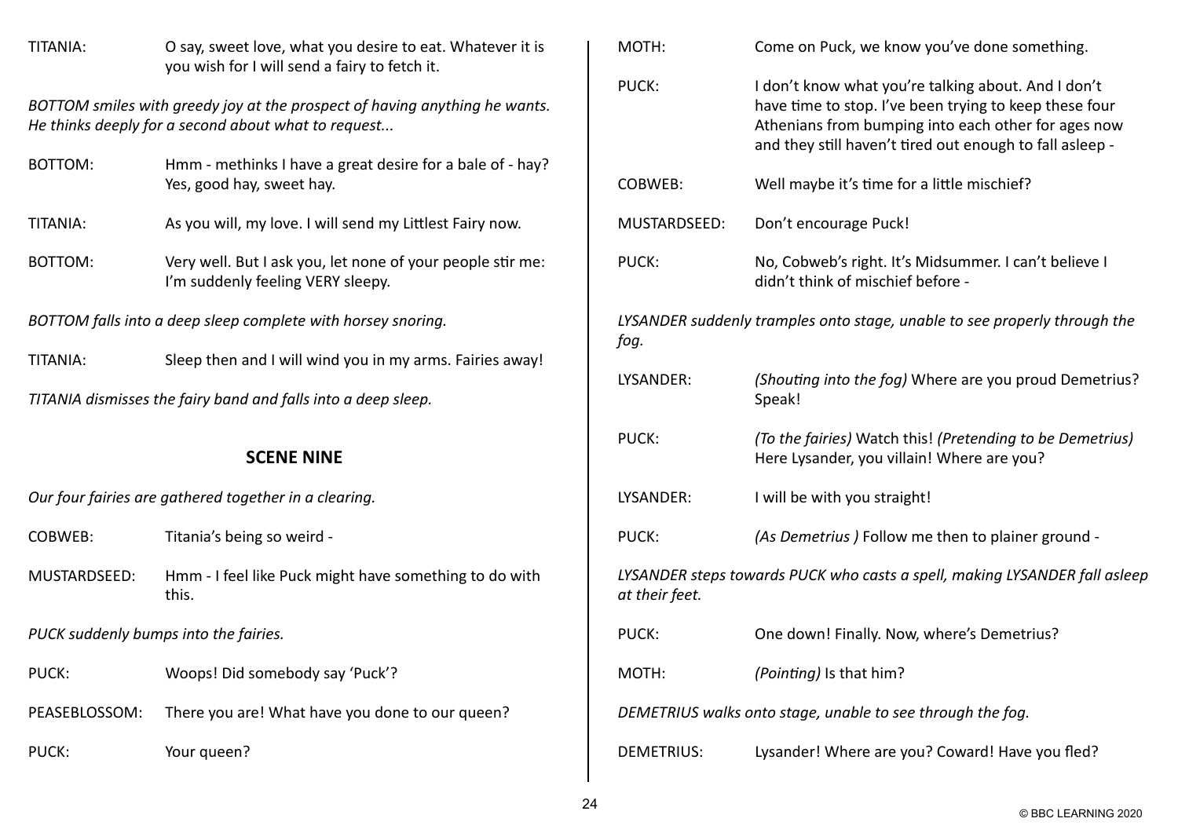TITANIA: O say, sweet love, what you desire to eat. Whatever it is you wish for I will send a fairy to fetch it.

*BOTTOM smiles with greedy joy at the prospect of having anything he wants. He thinks deeply for a second about what to request...*

BOTTOM: Hmm - methinks I have a great desire for a bale of - hay? Yes, good hay, sweet hay.

TITANIA: As you will, my love. I will send my Littlest Fairy now.

BOTTOM: Very well. But I ask you, let none of your people stir me: I'm suddenly feeling VERY sleepy.

*BOTTOM falls into a deep sleep complete with horsey snoring.*

TITANIA: Sleep then and I will wind you in my arms. Fairies away!

*TITANIA dismisses the fairy band and falls into a deep sleep.*

## SCENE NINE

*Our four fairies are gathered together in a clearing.*

COBWEB: Titania's being so weird -

MUSTARDSEED: Hmm - I feel like Puck might have something to do with this.

*PUCK suddenly bumps into the fairies.*

PUCK: Woops! Did somebody say 'Puck'?

PEASEBLOSSOM: There you are! What have you done to our queen?

PUCK: Your queen?

MOTH: Come on Puck, we know you've done something.

PUCK: I don't know what you're talking about. And I don't have time to stop. I've been trying to keep these four Athenians from bumping into each other for ages now and they still haven't tired out enough to fall asleep -

COBWEB: Well maybe it's time for a little mischief?

MUSTARDSEED: Don't encourage Puck!

PUCK: No, Cobweb's right. It's Midsummer. I can't believe I didn't think of mischief before -

*LYSANDER suddenly tramples onto stage, unable to see properly through the fog.*

LYSANDER: *(Shouting into the fog)* Where are you proud Demetrius? Speak!

PUCK: *(To the fairies)* Watch this! *(Pretending to be Demetrius)* Here Lysander, you villain! Where are you?

LYSANDER: I will be with you straight!

PUCK: *(As Demetrius )* Follow me then to plainer ground -

*LYSANDER steps towards PUCK who casts a spell, making LYSANDER fall asleep at their feet.*

PUCK: One down! Finally. Now, where's Demetrius?

MOTH: *(Pointing)* Is that him?

*DEMETRIUS walks onto stage, unable to see through the fog.*

DEMETRIUS: Lysander! Where are you? Coward! Have you fled?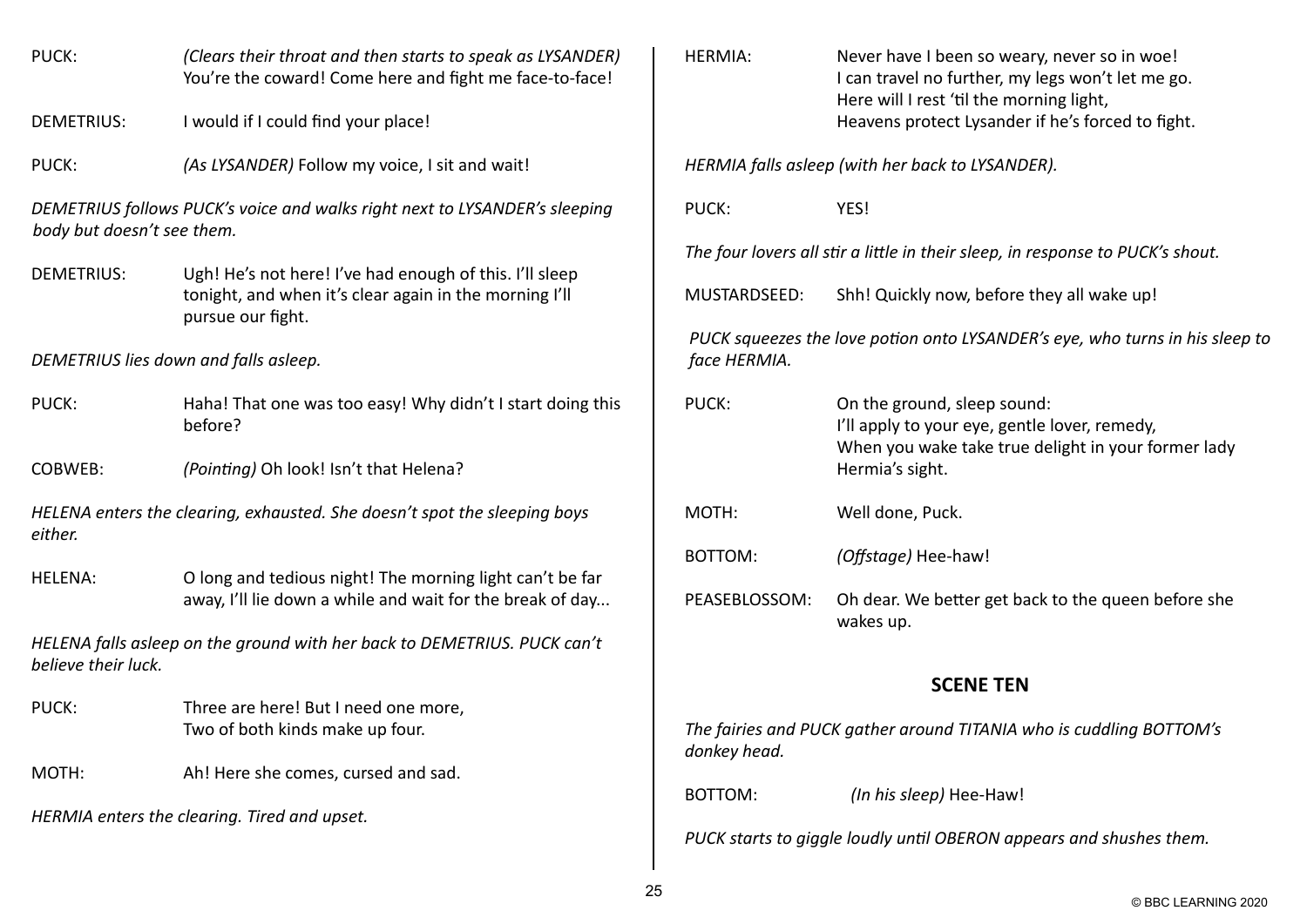PUCK: *(Clears their throat and then starts to speak as LYSANDER)* You're the coward! Come here and fight me face-to-face!

DEMETRIUS: I would if I could find your place!

PUCK: *(As LYSANDER)* Follow my voice, I sit and wait!

*DEMETRIUS follows PUCK's voice and walks right next to LYSANDER's sleeping body but doesn't see them.*

DEMETRIUS: Ugh! He's not here! I've had enough of this. I'll sleep tonight, and when it's clear again in the morning I'll pursue our fight.

*DEMETRIUS lies down and falls asleep.*

PUCK: Haha! That one was too easy! Why didn't I start doing this before?

COBWEB: *(Pointing)* Oh look! Isn't that Helena?

*HELENA enters the clearing, exhausted. She doesn't spot the sleeping boys either.*

HELENA: O long and tedious night! The morning light can't be far away, I'll lie down a while and wait for the break of day...

*HELENA falls asleep on the ground with her back to DEMETRIUS. PUCK can't believe their luck.*

PUCK: Three are here! But I need one more,
Two of both kinds make up four.

MOTH: Ah! Here she comes, cursed and sad.

*HERMIA enters the clearing. Tired and upset.*

HERMIA: Never have I been so weary, never so in woe!
I can travel no further, my legs won't let me go.
Here will I rest 'til the morning light,
Heavens protect Lysander if he's forced to fight.

*HERMIA falls asleep (with her back to LYSANDER).*

PUCK: YES!

*The four lovers all stir a little in their sleep, in response to PUCK's shout.*

MUSTARDSEED: Shh! Quickly now, before they all wake up!

*PUCK squeezes the love potion onto LYSANDER's eye, who turns in his sleep to face HERMIA.*

PUCK: On the ground, sleep sound:
I'll apply to your eye, gentle lover, remedy,
When you wake take true delight in your former lady Hermia's sight.

MOTH: Well done, Puck.

BOTTOM: *(Offstage)* Hee-haw!

PEASEBLOSSOM: Oh dear. We better get back to the queen before she wakes up.

## SCENE TEN

*The fairies and PUCK gather around TITANIA who is cuddling BOTTOM's donkey head.*

BOTTOM: *(In his sleep)* Hee-Haw!

*PUCK starts to giggle loudly until OBERON appears and shushes them.*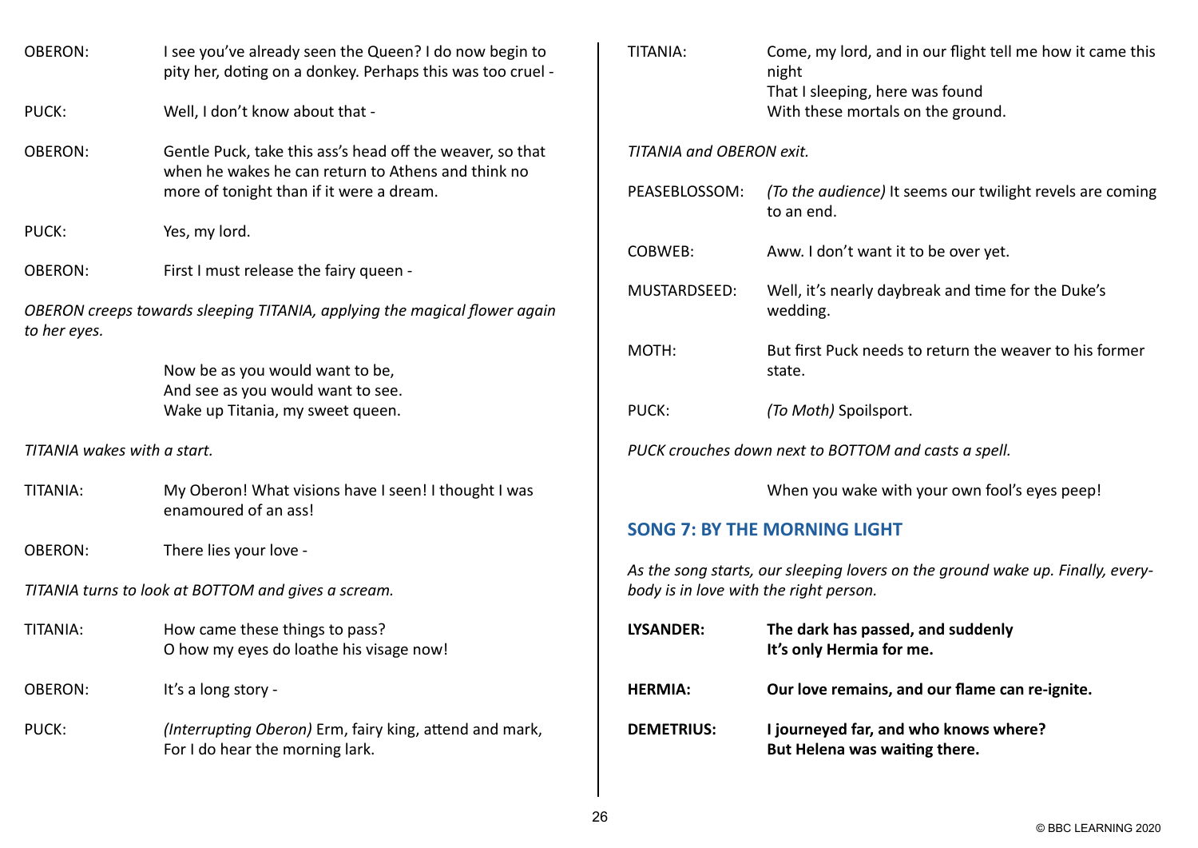OBERON: I see you've already seen the Queen? I do now begin to pity her, doting on a donkey. Perhaps this was too cruel -

PUCK: Well, I don't know about that -

OBERON: Gentle Puck, take this ass's head off the weaver, so that when he wakes he can return to Athens and think no more of tonight than if it were a dream.

PUCK: Yes, my lord.

OBERON: First I must release the fairy queen -

*OBERON creeps towards sleeping TITANIA, applying the magical flower again to her eyes.*

Now be as you would want to be,
And see as you would want to see.
Wake up Titania, my sweet queen.

*TITANIA wakes with a start.*

TITANIA: My Oberon! What visions have I seen! I thought I was enamoured of an ass!

OBERON: There lies your love -

*TITANIA turns to look at BOTTOM and gives a scream.*

TITANIA: How came these things to pass?
O how my eyes do loathe his visage now!

OBERON: It's a long story -

PUCK: *(Interrupting Oberon)* Erm, fairy king, attend and mark,
For I do hear the morning lark.

TITANIA: Come, my lord, and in our flight tell me how it came this night
That I sleeping, here was found
With these mortals on the ground.

*TITANIA and OBERON exit.*

PEASEBLOSSOM: *(To the audience)* It seems our twilight revels are coming to an end.

COBWEB: Aww. I don't want it to be over yet.

MUSTARDSEED: Well, it's nearly daybreak and time for the Duke's wedding.

MOTH: But first Puck needs to return the weaver to his former state.

PUCK: *(To Moth)* Spoilsport.

*PUCK crouches down next to BOTTOM and casts a spell.*

When you wake with your own fool's eyes peep!

## SONG 7: BY THE MORNING LIGHT

*As the song starts, our sleeping lovers on the ground wake up. Finally, everybody is in love with the right person.*

**LYSANDER: The dark has passed, and suddenly
It's only Hermia for me.**

**HERMIA: Our love remains, and our flame can re-ignite.**

**DEMETRIUS: I journeyed far, and who knows where?
But Helena was waiting there.**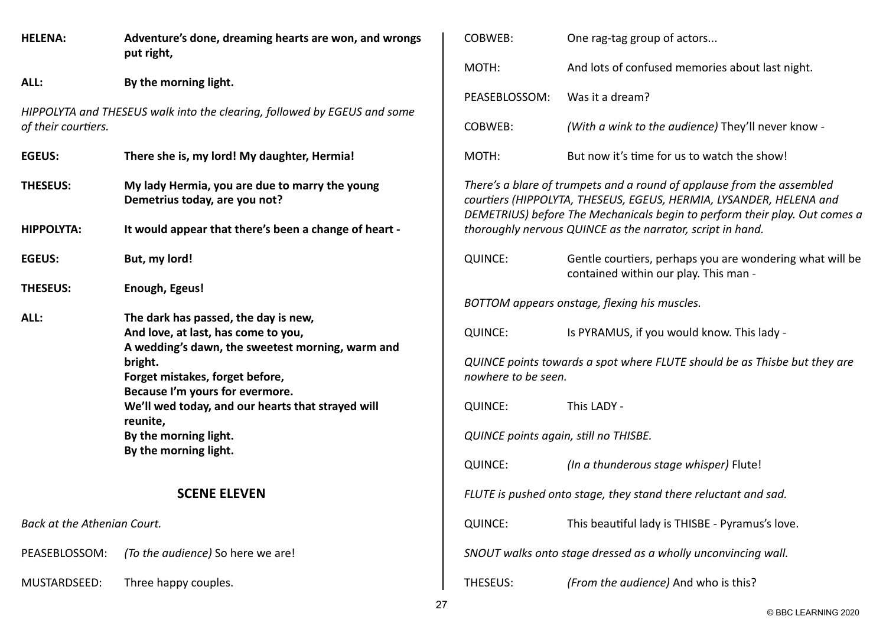**HELENA:** **Adventure's done, dreaming hearts are won, and wrongs put right,**

**ALL:** **By the morning light.**

*HIPPOLYTA and THESEUS walk into the clearing, followed by EGEUS and some of their courtiers.*

**EGEUS:** **There she is, my lord! My daughter, Hermia!**

**THESEUS:** **My lady Hermia, you are due to marry the young Demetrius today, are you not?**

**HIPPOLYTA:** **It would appear that there's been a change of heart -**

**EGEUS:** **But, my lord!**

**THESEUS:** **Enough, Egeus!**

**ALL:** **The dark has passed, the day is new,**
**And love, at last, has come to you,**
**A wedding's dawn, the sweetest morning, warm and bright.**
**Forget mistakes, forget before,**
**Because I'm yours for evermore.**
**We'll wed today, and our hearts that strayed will reunite,**
**By the morning light.**
**By the morning light.**

## SCENE ELEVEN

*Back at the Athenian Court.*

PEASEBLOSSOM: *(To the audience)* So here we are!

MUSTARDSEED: Three happy couples.

COBWEB: One rag-tag group of actors...

MOTH: And lots of confused memories about last night.

PEASEBLOSSOM: Was it a dream?

COBWEB: *(With a wink to the audience)* They'll never know -

MOTH: But now it's time for us to watch the show!

*There's a blare of trumpets and a round of applause from the assembled courtiers (HIPPOLYTA, THESEUS, EGEUS, HERMIA, LYSANDER, HELENA and DEMETRIUS) before The Mechanicals begin to perform their play. Out comes a thoroughly nervous QUINCE as the narrator, script in hand.*

QUINCE: Gentle courtiers, perhaps you are wondering what will be contained within our play. This man -

*BOTTOM appears onstage, flexing his muscles.*

QUINCE: Is PYRAMUS, if you would know. This lady -

*QUINCE points towards a spot where FLUTE should be as Thisbe but they are nowhere to be seen.*

QUINCE: This LADY -

*QUINCE points again, still no THISBE.*

QUINCE: *(In a thunderous stage whisper)* Flute!

*FLUTE is pushed onto stage, they stand there reluctant and sad.*

QUINCE: This beautiful lady is THISBE - Pyramus's love.

*SNOUT walks onto stage dressed as a wholly unconvincing wall.*

THESEUS: *(From the audience)* And who is this?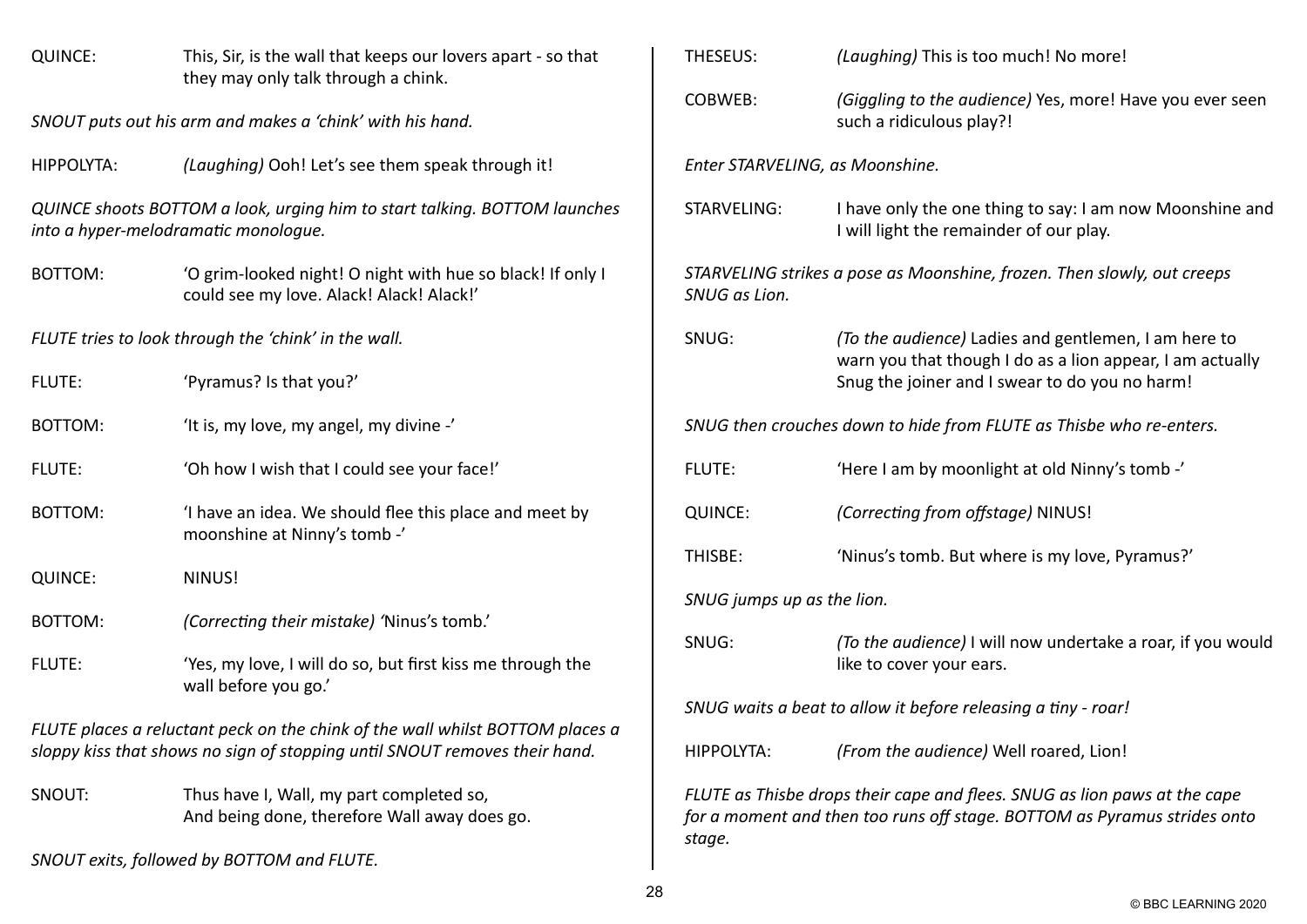QUINCE: This, Sir, is the wall that keeps our lovers apart - so that they may only talk through a chink.

*SNOUT puts out his arm and makes a 'chink' with his hand.*

HIPPOLYTA: *(Laughing)* Ooh! Let's see them speak through it!

*QUINCE shoots BOTTOM a look, urging him to start talking. BOTTOM launches into a hyper-melodramatic monologue.*

BOTTOM: 'O grim-looked night! O night with hue so black! If only I could see my love. Alack! Alack! Alack!'

*FLUTE tries to look through the 'chink' in the wall.*

FLUTE: 'Pyramus? Is that you?'

BOTTOM: 'It is, my love, my angel, my divine -'

FLUTE: 'Oh how I wish that I could see your face!'

BOTTOM: 'I have an idea. We should flee this place and meet by moonshine at Ninny's tomb -'

QUINCE: NINUS!

BOTTOM: *(Correcting their mistake)* 'Ninus's tomb.'

FLUTE: 'Yes, my love, I will do so, but first kiss me through the wall before you go.'

*FLUTE places a reluctant peck on the chink of the wall whilst BOTTOM places a sloppy kiss that shows no sign of stopping until SNOUT removes their hand.*

SNOUT: Thus have I, Wall, my part completed so,
And being done, therefore Wall away does go.

*SNOUT exits, followed by BOTTOM and FLUTE.*

THESEUS: *(Laughing)* This is too much! No more!

COBWEB: *(Giggling to the audience)* Yes, more! Have you ever seen such a ridiculous play?!

*Enter STARVELING, as Moonshine.*

STARVELING: I have only the one thing to say: I am now Moonshine and I will light the remainder of our play.

*STARVELING strikes a pose as Moonshine, frozen. Then slowly, out creeps SNUG as Lion.*

SNUG: *(To the audience)* Ladies and gentlemen, I am here to warn you that though I do as a lion appear, I am actually Snug the joiner and I swear to do you no harm!

*SNUG then crouches down to hide from FLUTE as Thisbe who re-enters.*

FLUTE: 'Here I am by moonlight at old Ninny's tomb -'

QUINCE: *(Correcting from offstage)* NINUS!

THISBE: 'Ninus's tomb. But where is my love, Pyramus?'

*SNUG jumps up as the lion.*

SNUG: *(To the audience)* I will now undertake a roar, if you would like to cover your ears.

*SNUG waits a beat to allow it before releasing a tiny - roar!*

HIPPOLYTA: *(From the audience)* Well roared, Lion!

*FLUTE as Thisbe drops their cape and flees. SNUG as lion paws at the cape for a moment and then too runs off stage. BOTTOM as Pyramus strides onto stage.*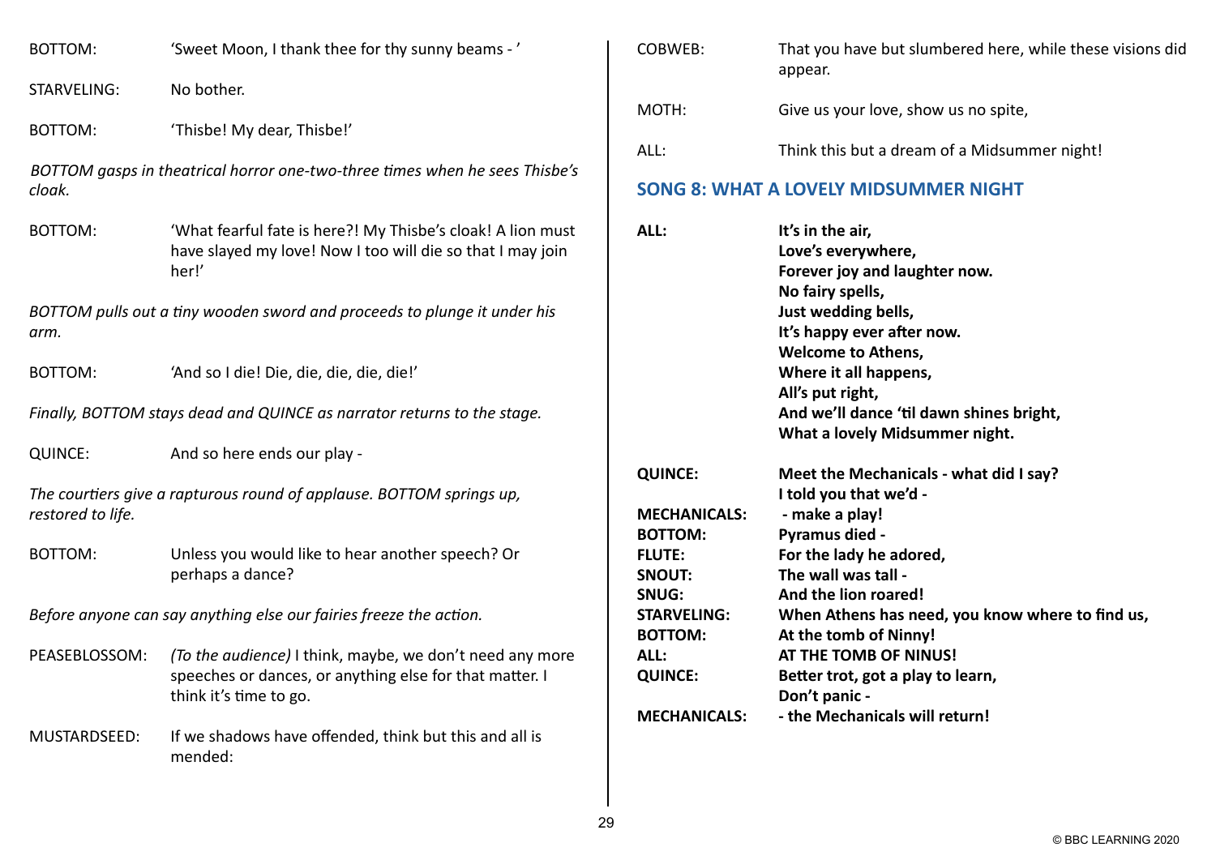BOTTOM: 'Sweet Moon, I thank thee for thy sunny beams - '

STARVELING: No bother.

BOTTOM: 'Thisbe! My dear, Thisbe!'

*BOTTOM gasps in theatrical horror one-two-three times when he sees Thisbe's cloak.*

BOTTOM: 'What fearful fate is here?! My Thisbe's cloak! A lion must have slayed my love! Now I too will die so that I may join her!'

*BOTTOM pulls out a tiny wooden sword and proceeds to plunge it under his arm.*

BOTTOM: 'And so I die! Die, die, die, die, die!'

*Finally, BOTTOM stays dead and QUINCE as narrator returns to the stage.*

QUINCE: And so here ends our play -

*The courtiers give a rapturous round of applause. BOTTOM springs up, restored to life.*

BOTTOM: Unless you would like to hear another speech? Or perhaps a dance?

*Before anyone can say anything else our fairies freeze the action.*

PEASEBLOSSOM: *(To the audience)* I think, maybe, we don't need any more speeches or dances, or anything else for that matter. I think it's time to go.

MUSTARDSEED: If we shadows have offended, think but this and all is mended:

COBWEB: That you have but slumbered here, while these visions did appear.

MOTH: Give us your love, show us no spite,

ALL: Think this but a dream of a Midsummer night!

## SONG 8: WHAT A LOVELY MIDSUMMER NIGHT

**ALL:** **It's in the air,**
**Love's everywhere,**
**Forever joy and laughter now.**
**No fairy spells,**
**Just wedding bells,**
**It's happy ever after now.**
**Welcome to Athens,**
**Where it all happens,**
**All's put right,**
**And we'll dance 'til dawn shines bright,**
**What a lovely Midsummer night.**

**QUINCE:** **Meet the Mechanicals - what did I say?**
**I told you that we'd -**
**MECHANICALS:** **- make a play!**
**BOTTOM:** **Pyramus died -**
**FLUTE:** **For the lady he adored,**
**SNOUT:** **The wall was tall -**
**SNUG:** **And the lion roared!**
**STARVELING:** **When Athens has need, you know where to find us,**
**BOTTOM:** **At the tomb of Ninny!**
**ALL:** **AT THE TOMB OF NINUS!**
**QUINCE:** **Better trot, got a play to learn,**
**Don't panic -**
**MECHANICALS:** **- the Mechanicals will return!**

© BBC LEARNING 2020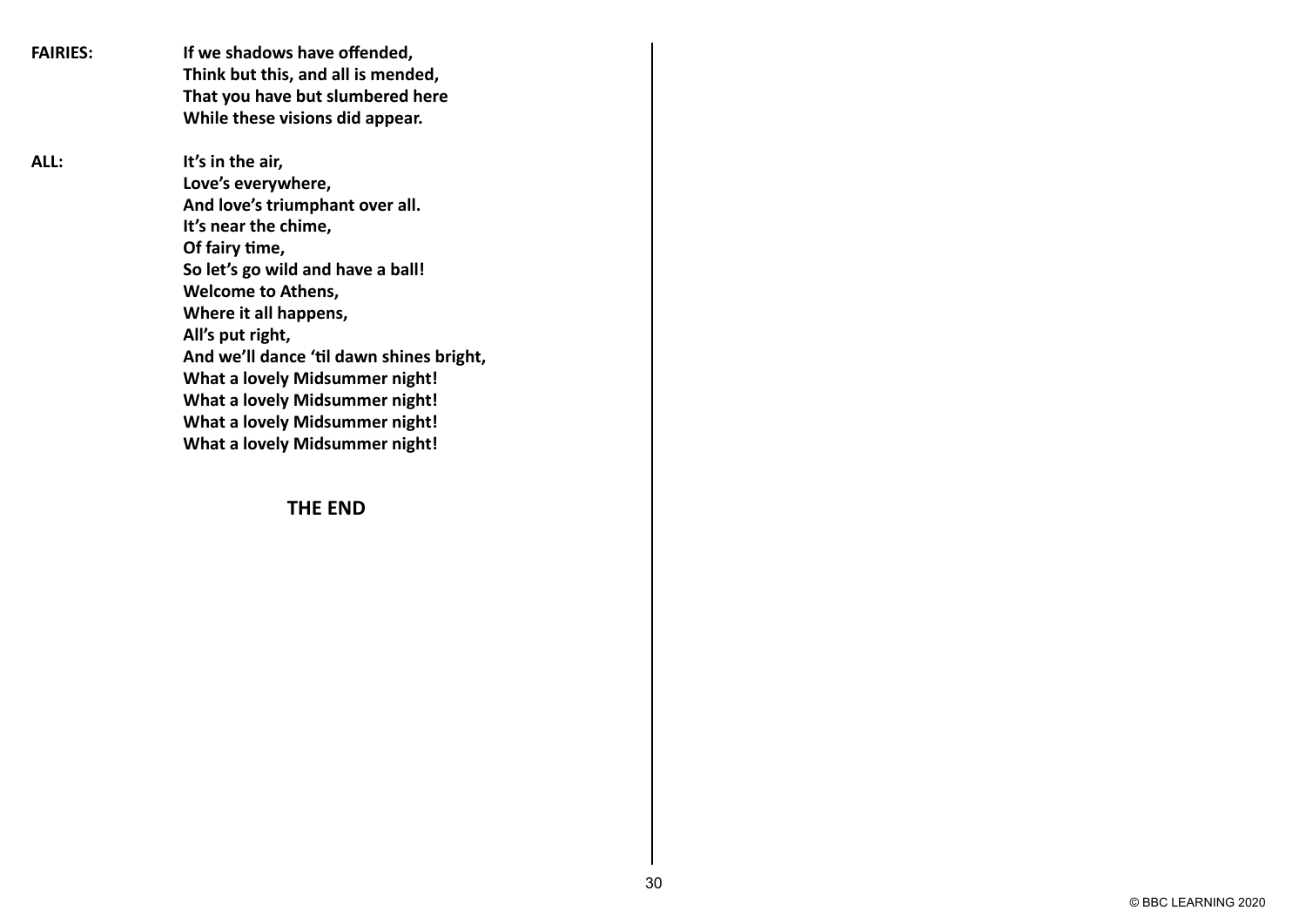**FAIRIES:** **If we shadows have offended,**
**Think but this, and all is mended,**
**That you have but slumbered here**
**While these visions did appear.**

**ALL:** **It's in the air,**
**Love's everywhere,**
**And love's triumphant over all.**
**It's near the chime,**
**Of fairy time,**
**So let's go wild and have a ball!**
**Welcome to Athens,**
**Where it all happens,**
**All's put right,**
**And we'll dance 'til dawn shines bright,**
**What a lovely Midsummer night!**
**What a lovely Midsummer night!**
**What a lovely Midsummer night!**
**What a lovely Midsummer night!**

**THE END**

© BBC LEARNING 2020